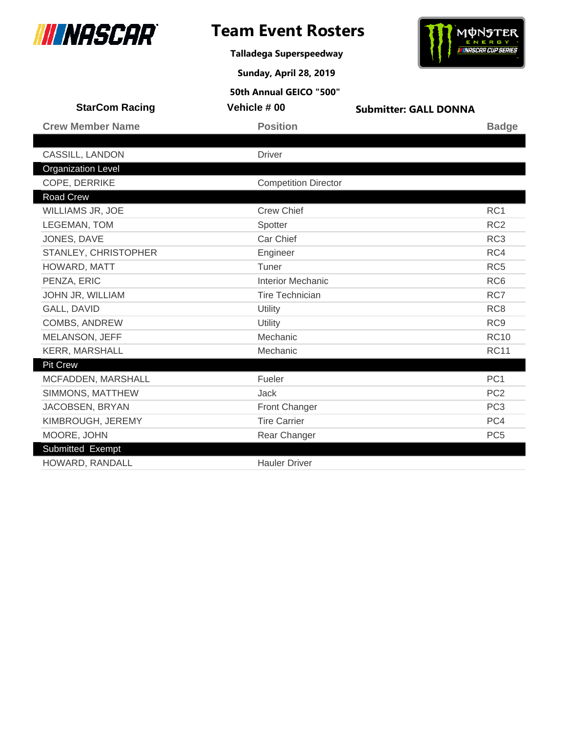# Team Event Rosters

**Talladega Superspeedway**

**Sunday, April 28, 2019**

**50th Annual GEICO "500"**

**StarCom Racing** | **Vehicle # 00** | **Submitter: GALL DONNA**

| Crew Member Name | Position | Badge |
|---|---|---|
| CASSILL, LANDON | Driver | |
| **Organization Level** | | |
| COPE, DERRIKE | Competition Director | |
| **Road Crew** | | |
| WILLIAMS JR, JOE | Crew Chief | RC1 |
| LEGEMAN, TOM | Spotter | RC2 |
| JONES, DAVE | Car Chief | RC3 |
| STANLEY, CHRISTOPHER | Engineer | RC4 |
| HOWARD, MATT | Tuner | RC5 |
| PENZA, ERIC | Interior Mechanic | RC6 |
| JOHN JR, WILLIAM | Tire Technician | RC7 |
| GALL, DAVID | Utility | RC8 |
| COMBS, ANDREW | Utility | RC9 |
| MELANSON, JEFF | Mechanic | RC10 |
| KERR, MARSHALL | Mechanic | RC11 |
| **Pit Crew** | | |
| MCFADDEN, MARSHALL | Fueler | PC1 |
| SIMMONS, MATTHEW | Jack | PC2 |
| JACOBSEN, BRYAN | Front Changer | PC3 |
| KIMBROUGH, JEREMY | Tire Carrier | PC4 |
| MOORE, JOHN | Rear Changer | PC5 |
| **Submitted Exempt** | | |
| HOWARD, RANDALL | Hauler Driver | |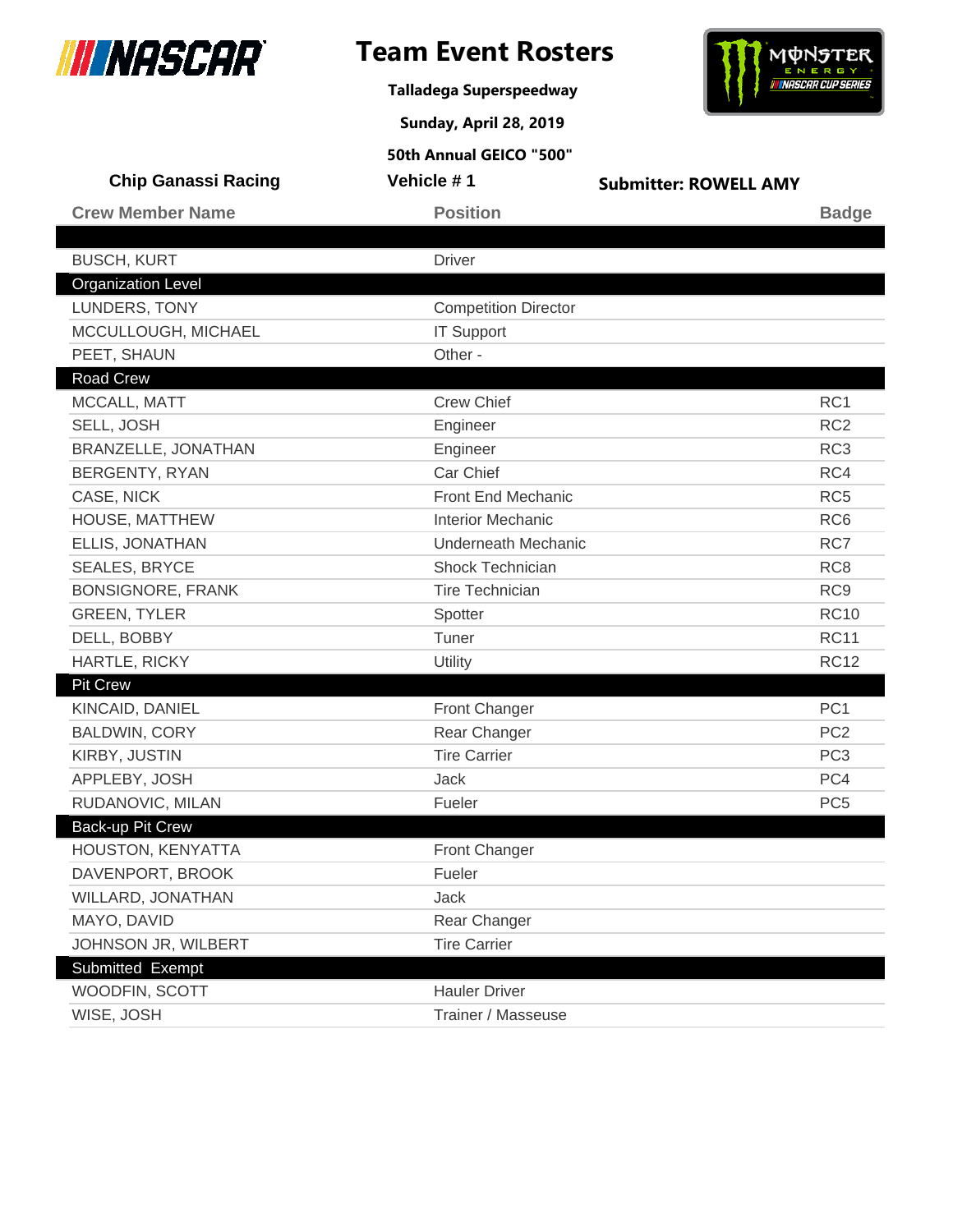# Team Event Rosters

**Talladega Superspeedway**

**Sunday, April 28, 2019**

**50th Annual GEICO "500"**

**Chip Ganassi Racing** | **Vehicle # 1** | **Submitter: ROWELL AMY**

| Crew Member Name | Position | Badge |
|---|---|---|
| BUSCH, KURT | Driver | |
| **Organization Level** | | |
| LUNDERS, TONY | Competition Director | |
| MCCULLOUGH, MICHAEL | IT Support | |
| PEET, SHAUN | Other - | |
| **Road Crew** | | |
| MCCALL, MATT | Crew Chief | RC1 |
| SELL, JOSH | Engineer | RC2 |
| BRANZELLE, JONATHAN | Engineer | RC3 |
| BERGENTY, RYAN | Car Chief | RC4 |
| CASE, NICK | Front End Mechanic | RC5 |
| HOUSE, MATTHEW | Interior Mechanic | RC6 |
| ELLIS, JONATHAN | Underneath Mechanic | RC7 |
| SEALES, BRYCE | Shock Technician | RC8 |
| BONSIGNORE, FRANK | Tire Technician | RC9 |
| GREEN, TYLER | Spotter | RC10 |
| DELL, BOBBY | Tuner | RC11 |
| HARTLE, RICKY | Utility | RC12 |
| **Pit Crew** | | |
| KINCAID, DANIEL | Front Changer | PC1 |
| BALDWIN, CORY | Rear Changer | PC2 |
| KIRBY, JUSTIN | Tire Carrier | PC3 |
| APPLEBY, JOSH | Jack | PC4 |
| RUDANOVIC, MILAN | Fueler | PC5 |
| **Back-up Pit Crew** | | |
| HOUSTON, KENYATTA | Front Changer | |
| DAVENPORT, BROOK | Fueler | |
| WILLARD, JONATHAN | Jack | |
| MAYO, DAVID | Rear Changer | |
| JOHNSON JR, WILBERT | Tire Carrier | |
| **Submitted Exempt** | | |
| WOODFIN, SCOTT | Hauler Driver | |
| WISE, JOSH | Trainer / Masseuse | |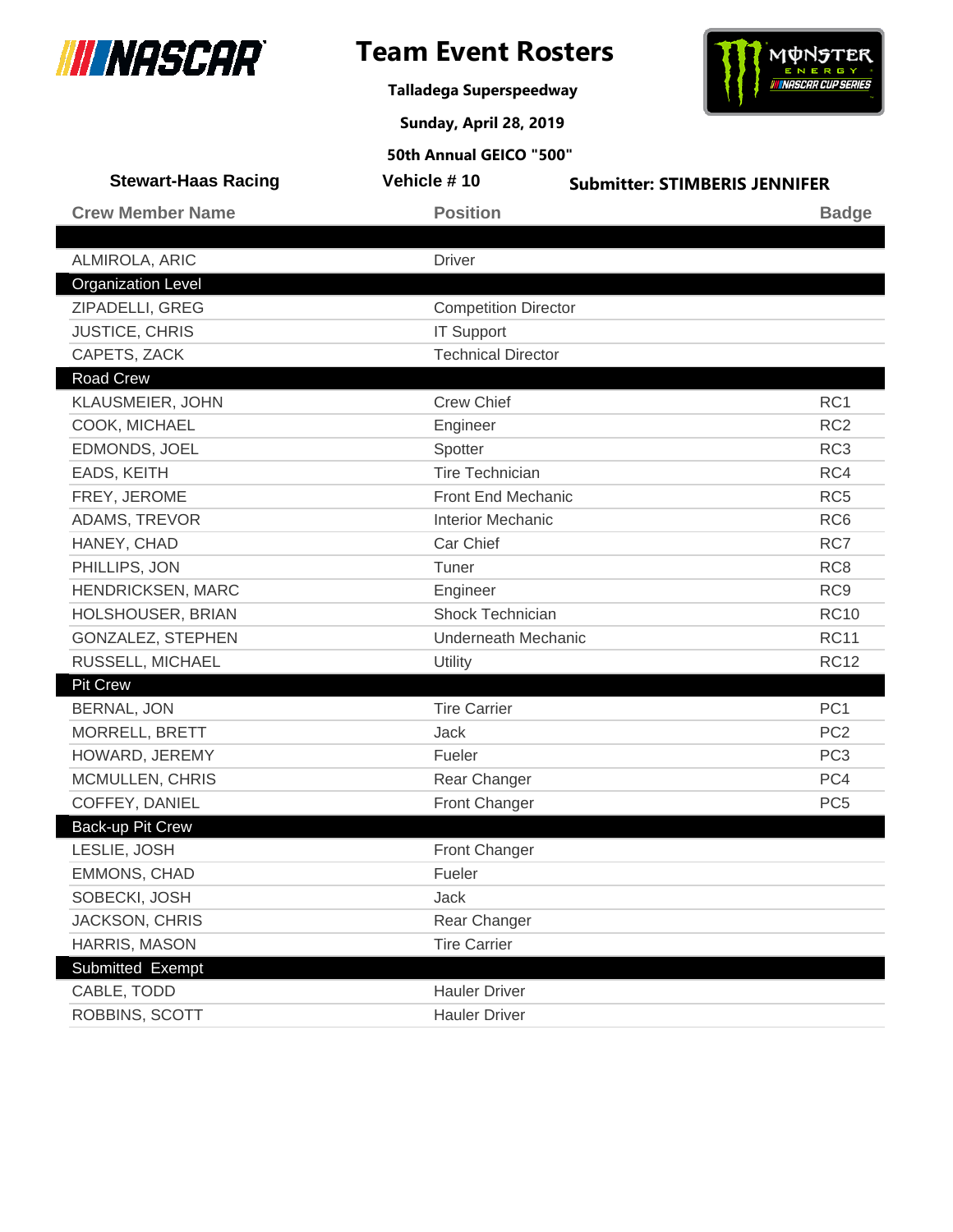# Team Event Rosters

**Talladega Superspeedway**

**Sunday, April 28, 2019**

**50th Annual GEICO "500"**

**Stewart-Haas Racing** | **Vehicle # 10** | **Submitter: STIMBERIS JENNIFER**

| Crew Member Name | Position | Badge |
|---|---|---|
| | | |
| ALMIROLA, ARIC | Driver | |
| **Organization Level** | | |
| ZIPADELLI, GREG | Competition Director | |
| JUSTICE, CHRIS | IT Support | |
| CAPETS, ZACK | Technical Director | |
| **Road Crew** | | |
| KLAUSMEIER, JOHN | Crew Chief | RC1 |
| COOK, MICHAEL | Engineer | RC2 |
| EDMONDS, JOEL | Spotter | RC3 |
| EADS, KEITH | Tire Technician | RC4 |
| FREY, JEROME | Front End Mechanic | RC5 |
| ADAMS, TREVOR | Interior Mechanic | RC6 |
| HANEY, CHAD | Car Chief | RC7 |
| PHILLIPS, JON | Tuner | RC8 |
| HENDRICKSEN, MARC | Engineer | RC9 |
| HOLSHOUSER, BRIAN | Shock Technician | RC10 |
| GONZALEZ, STEPHEN | Underneath Mechanic | RC11 |
| RUSSELL, MICHAEL | Utility | RC12 |
| **Pit Crew** | | |
| BERNAL, JON | Tire Carrier | PC1 |
| MORRELL, BRETT | Jack | PC2 |
| HOWARD, JEREMY | Fueler | PC3 |
| MCMULLEN, CHRIS | Rear Changer | PC4 |
| COFFEY, DANIEL | Front Changer | PC5 |
| **Back-up Pit Crew** | | |
| LESLIE, JOSH | Front Changer | |
| EMMONS, CHAD | Fueler | |
| SOBECKI, JOSH | Jack | |
| JACKSON, CHRIS | Rear Changer | |
| HARRIS, MASON | Tire Carrier | |
| **Submitted Exempt** | | |
| CABLE, TODD | Hauler Driver | |
| ROBBINS, SCOTT | Hauler Driver | |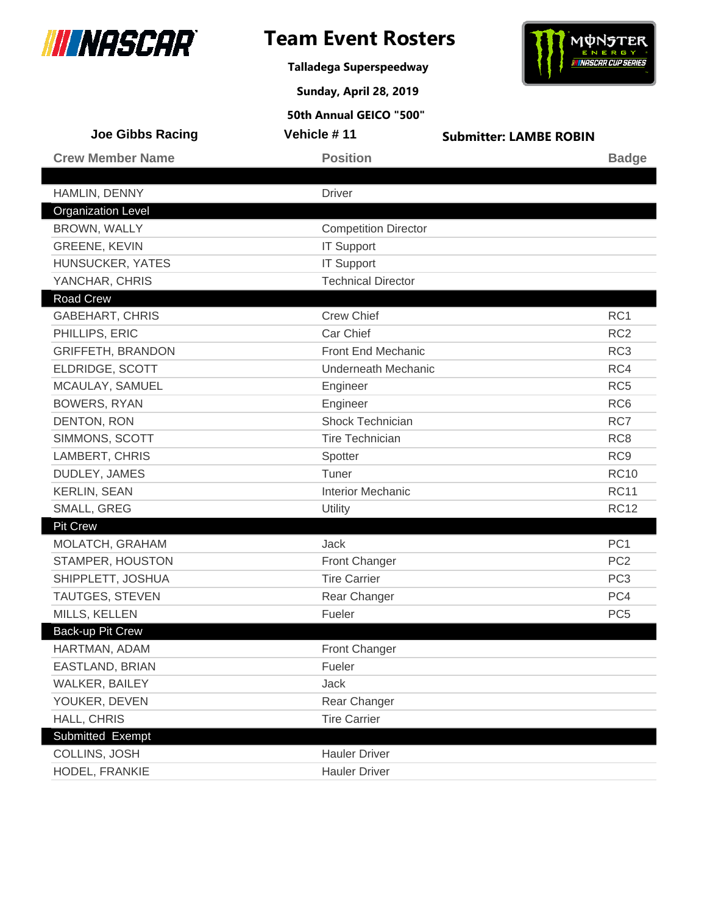# Team Event Rosters

**Talladega Superspeedway**

**Sunday, April 28, 2019**

**50th Annual GEICO "500"**

**Joe Gibbs Racing** | **Vehicle # 11** | **Submitter: LAMBE ROBIN**

| Crew Member Name | Position | Badge |
|---|---|---|
| | | |
| HAMLIN, DENNY | Driver | |
| **Organization Level** | | |
| BROWN, WALLY | Competition Director | |
| GREENE, KEVIN | IT Support | |
| HUNSUCKER, YATES | IT Support | |
| YANCHAR, CHRIS | Technical Director | |
| **Road Crew** | | |
| GABEHART, CHRIS | Crew Chief | RC1 |
| PHILLIPS, ERIC | Car Chief | RC2 |
| GRIFFETH, BRANDON | Front End Mechanic | RC3 |
| ELDRIDGE, SCOTT | Underneath Mechanic | RC4 |
| MCAULAY, SAMUEL | Engineer | RC5 |
| BOWERS, RYAN | Engineer | RC6 |
| DENTON, RON | Shock Technician | RC7 |
| SIMMONS, SCOTT | Tire Technician | RC8 |
| LAMBERT, CHRIS | Spotter | RC9 |
| DUDLEY, JAMES | Tuner | RC10 |
| KERLIN, SEAN | Interior Mechanic | RC11 |
| SMALL, GREG | Utility | RC12 |
| **Pit Crew** | | |
| MOLATCH, GRAHAM | Jack | PC1 |
| STAMPER, HOUSTON | Front Changer | PC2 |
| SHIPPLETT, JOSHUA | Tire Carrier | PC3 |
| TAUTGES, STEVEN | Rear Changer | PC4 |
| MILLS, KELLEN | Fueler | PC5 |
| **Back-up Pit Crew** | | |
| HARTMAN, ADAM | Front Changer | |
| EASTLAND, BRIAN | Fueler | |
| WALKER, BAILEY | Jack | |
| YOUKER, DEVEN | Rear Changer | |
| HALL, CHRIS | Tire Carrier | |
| **Submitted Exempt** | | |
| COLLINS, JOSH | Hauler Driver | |
| HODEL, FRANKIE | Hauler Driver | |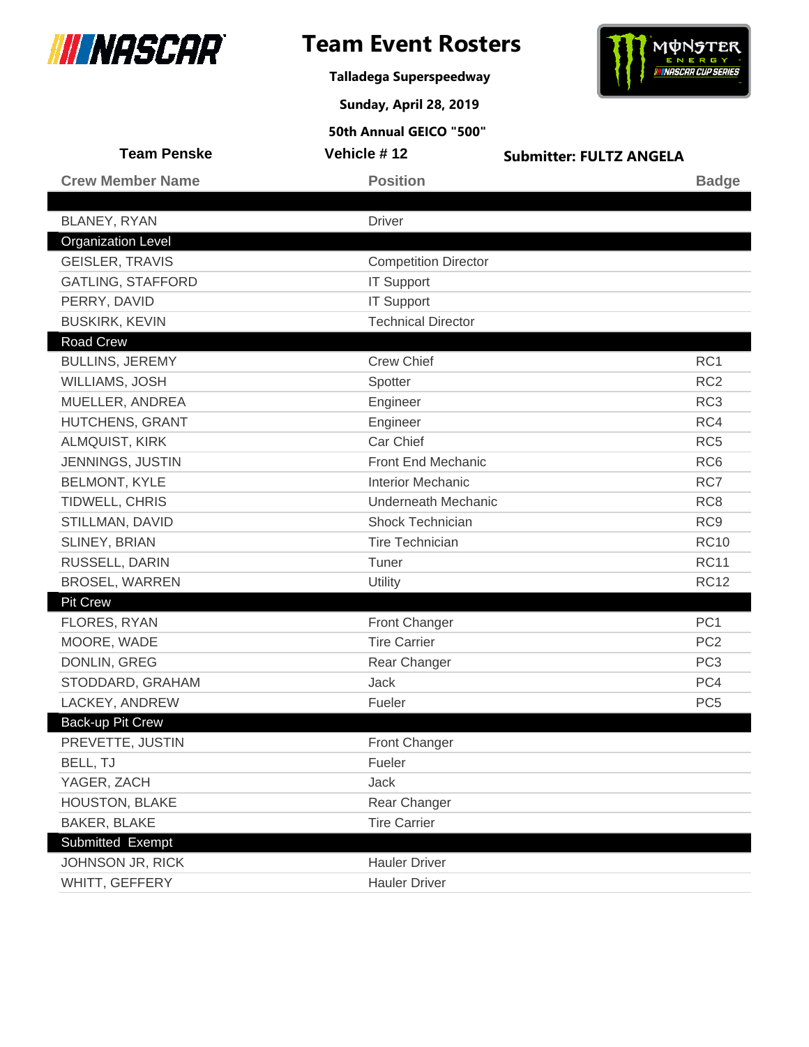# Team Event Rosters

**Talladega Superspeedway**

**Sunday, April 28, 2019**

**50th Annual GEICO "500"**

**Team Penske** | **Vehicle # 12** | **Submitter: FULTZ ANGELA**

| Crew Member Name | Position | Badge |
|---|---|---|
| | | |
| BLANEY, RYAN | Driver | |
| **Organization Level** | | |
| GEISLER, TRAVIS | Competition Director | |
| GATLING, STAFFORD | IT Support | |
| PERRY, DAVID | IT Support | |
| BUSKIRK, KEVIN | Technical Director | |
| **Road Crew** | | |
| BULLINS, JEREMY | Crew Chief | RC1 |
| WILLIAMS, JOSH | Spotter | RC2 |
| MUELLER, ANDREA | Engineer | RC3 |
| HUTCHENS, GRANT | Engineer | RC4 |
| ALMQUIST, KIRK | Car Chief | RC5 |
| JENNINGS, JUSTIN | Front End Mechanic | RC6 |
| BELMONT, KYLE | Interior Mechanic | RC7 |
| TIDWELL, CHRIS | Underneath Mechanic | RC8 |
| STILLMAN, DAVID | Shock Technician | RC9 |
| SLINEY, BRIAN | Tire Technician | RC10 |
| RUSSELL, DARIN | Tuner | RC11 |
| BROSEL, WARREN | Utility | RC12 |
| **Pit Crew** | | |
| FLORES, RYAN | Front Changer | PC1 |
| MOORE, WADE | Tire Carrier | PC2 |
| DONLIN, GREG | Rear Changer | PC3 |
| STODDARD, GRAHAM | Jack | PC4 |
| LACKEY, ANDREW | Fueler | PC5 |
| **Back-up Pit Crew** | | |
| PREVETTE, JUSTIN | Front Changer | |
| BELL, TJ | Fueler | |
| YAGER, ZACH | Jack | |
| HOUSTON, BLAKE | Rear Changer | |
| BAKER, BLAKE | Tire Carrier | |
| **Submitted Exempt** | | |
| JOHNSON JR, RICK | Hauler Driver | |
| WHITT, GEFFERY | Hauler Driver | |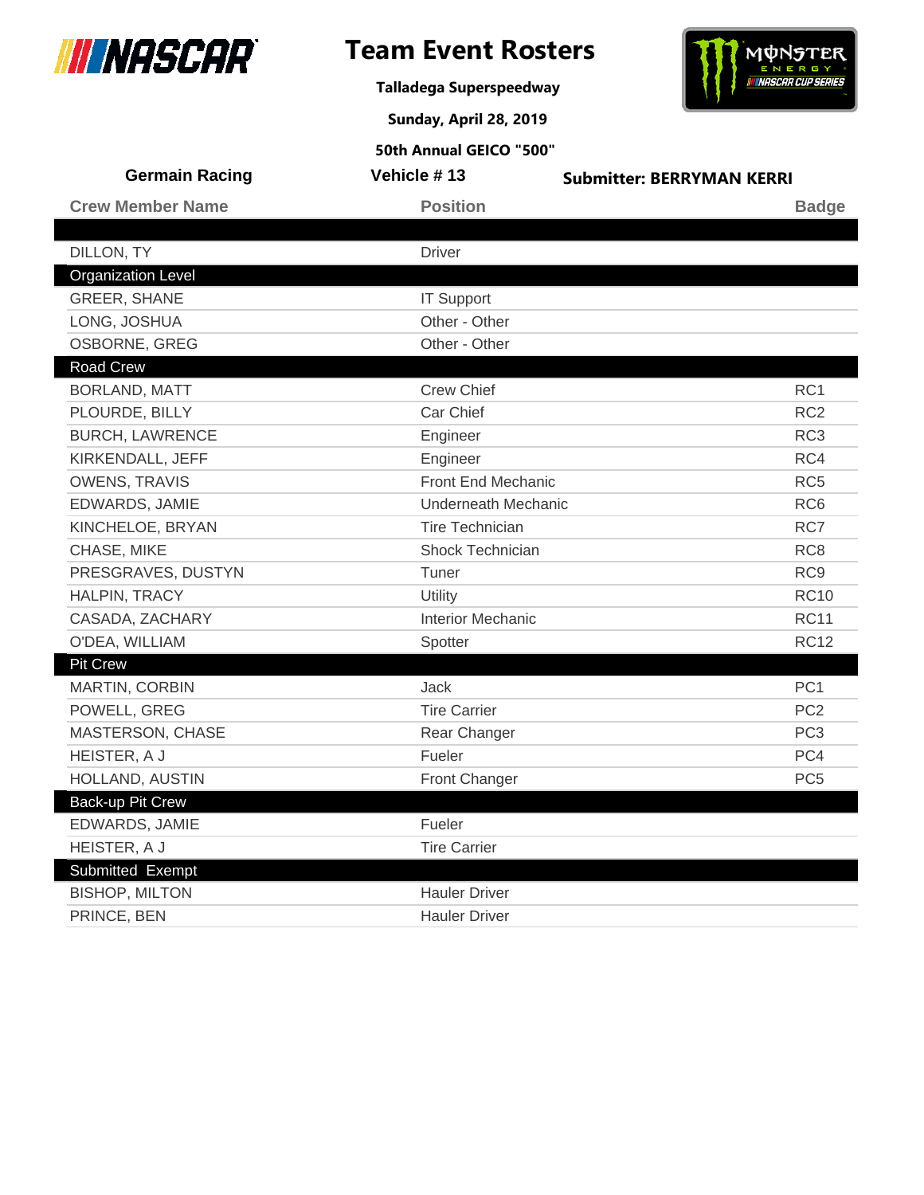# Team Event Rosters

**Talladega Superspeedway**

**Sunday, April 28, 2019**

**50th Annual GEICO "500"**

**Germain Racing** | **Vehicle # 13** | **Submitter: BERRYMAN KERRI**

| Crew Member Name | Position | Badge |
|---|---|---|
| DILLON, TY | Driver | |
| **Organization Level** | | |
| GREER, SHANE | IT Support | |
| LONG, JOSHUA | Other - Other | |
| OSBORNE, GREG | Other - Other | |
| **Road Crew** | | |
| BORLAND, MATT | Crew Chief | RC1 |
| PLOURDE, BILLY | Car Chief | RC2 |
| BURCH, LAWRENCE | Engineer | RC3 |
| KIRKENDALL, JEFF | Engineer | RC4 |
| OWENS, TRAVIS | Front End Mechanic | RC5 |
| EDWARDS, JAMIE | Underneath Mechanic | RC6 |
| KINCHELOE, BRYAN | Tire Technician | RC7 |
| CHASE, MIKE | Shock Technician | RC8 |
| PRESGRAVES, DUSTYN | Tuner | RC9 |
| HALPIN, TRACY | Utility | RC10 |
| CASADA, ZACHARY | Interior Mechanic | RC11 |
| O'DEA, WILLIAM | Spotter | RC12 |
| **Pit Crew** | | |
| MARTIN, CORBIN | Jack | PC1 |
| POWELL, GREG | Tire Carrier | PC2 |
| MASTERSON, CHASE | Rear Changer | PC3 |
| HEISTER, A J | Fueler | PC4 |
| HOLLAND, AUSTIN | Front Changer | PC5 |
| **Back-up Pit Crew** | | |
| EDWARDS, JAMIE | Fueler | |
| HEISTER, A J | Tire Carrier | |
| **Submitted Exempt** | | |
| BISHOP, MILTON | Hauler Driver | |
| PRINCE, BEN | Hauler Driver | |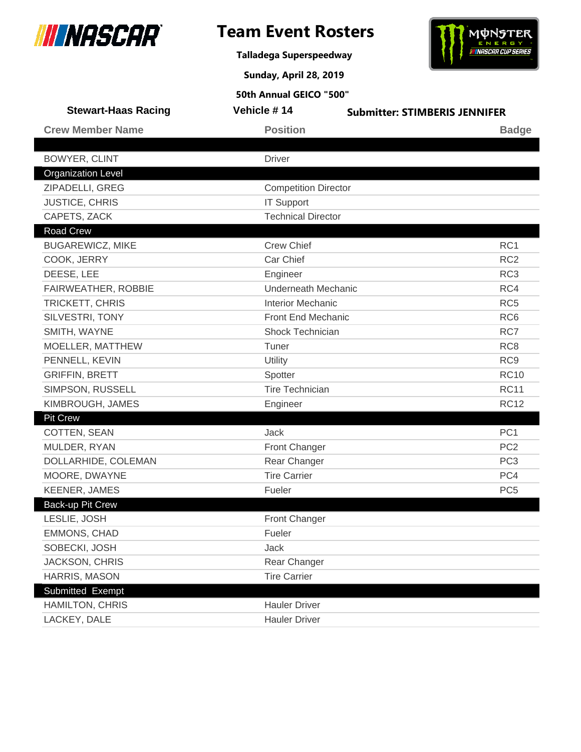# Team Event Rosters

**Talladega Superspeedway**

**Sunday, April 28, 2019**

**50th Annual GEICO "500"**

**Stewart-Haas Racing** | **Vehicle # 14** | **Submitter: STIMBERIS JENNIFER**

| Crew Member Name | Position | Badge |
|---|---|---|
| BOWYER, CLINT | Driver | |
| **Organization Level** | | |
| ZIPADELLI, GREG | Competition Director | |
| JUSTICE, CHRIS | IT Support | |
| CAPETS, ZACK | Technical Director | |
| **Road Crew** | | |
| BUGAREWICZ, MIKE | Crew Chief | RC1 |
| COOK, JERRY | Car Chief | RC2 |
| DEESE, LEE | Engineer | RC3 |
| FAIRWEATHER, ROBBIE | Underneath Mechanic | RC4 |
| TRICKETT, CHRIS | Interior Mechanic | RC5 |
| SILVESTRI, TONY | Front End Mechanic | RC6 |
| SMITH, WAYNE | Shock Technician | RC7 |
| MOELLER, MATTHEW | Tuner | RC8 |
| PENNELL, KEVIN | Utility | RC9 |
| GRIFFIN, BRETT | Spotter | RC10 |
| SIMPSON, RUSSELL | Tire Technician | RC11 |
| KIMBROUGH, JAMES | Engineer | RC12 |
| **Pit Crew** | | |
| COTTEN, SEAN | Jack | PC1 |
| MULDER, RYAN | Front Changer | PC2 |
| DOLLARHIDE, COLEMAN | Rear Changer | PC3 |
| MOORE, DWAYNE | Tire Carrier | PC4 |
| KEENER, JAMES | Fueler | PC5 |
| **Back-up Pit Crew** | | |
| LESLIE, JOSH | Front Changer | |
| EMMONS, CHAD | Fueler | |
| SOBECKI, JOSH | Jack | |
| JACKSON, CHRIS | Rear Changer | |
| HARRIS, MASON | Tire Carrier | |
| **Submitted Exempt** | | |
| HAMILTON, CHRIS | Hauler Driver | |
| LACKEY, DALE | Hauler Driver | |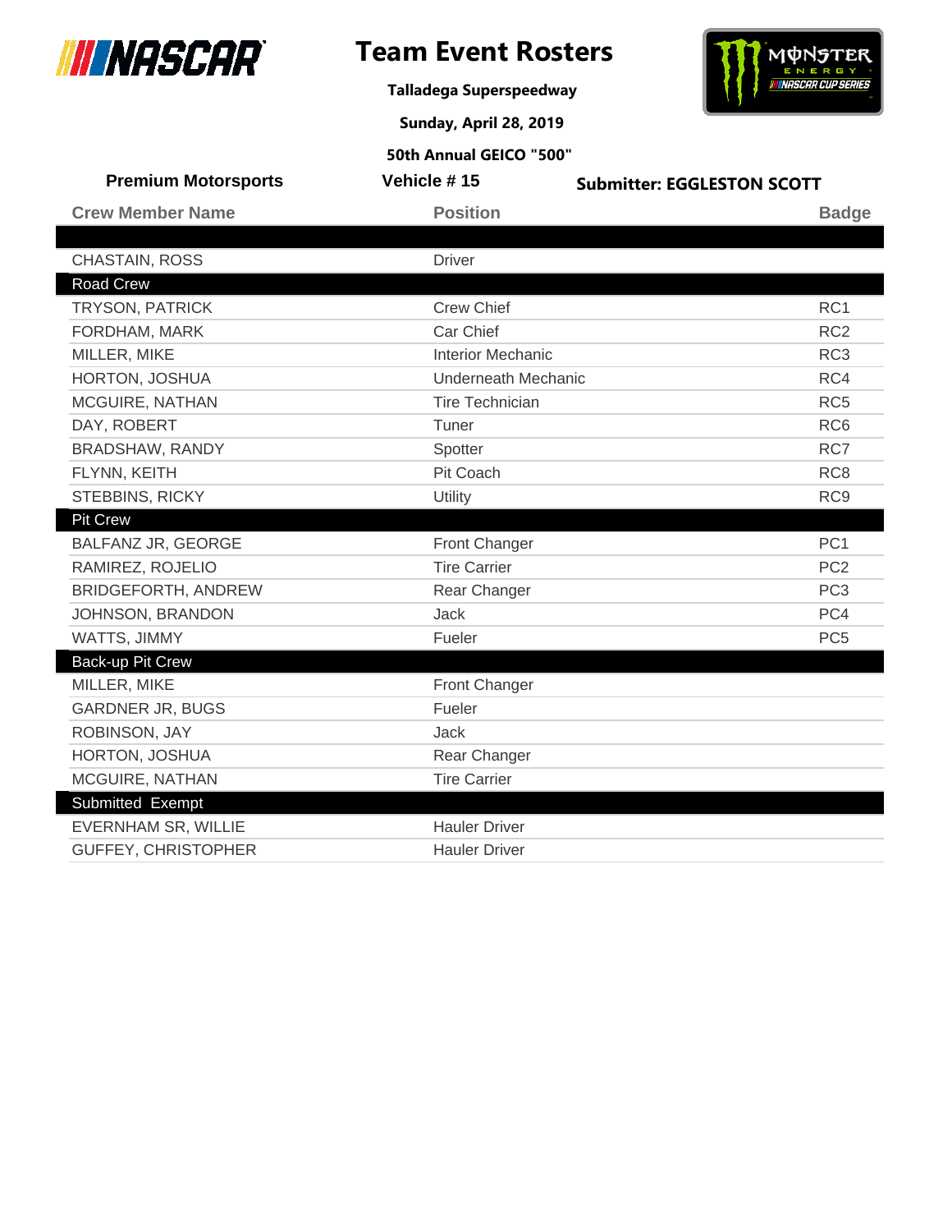# Team Event Rosters

**Talladega Superspeedway**

**Sunday, April 28, 2019**

**50th Annual GEICO "500"**

**Premium Motorsports** | **Vehicle # 15** | **Submitter: EGGLESTON SCOTT**

| Crew Member Name | Position | Badge |
|---|---|---|
| | | |
| CHASTAIN, ROSS | Driver | |
| **Road Crew** | | |
| TRYSON, PATRICK | Crew Chief | RC1 |
| FORDHAM, MARK | Car Chief | RC2 |
| MILLER, MIKE | Interior Mechanic | RC3 |
| HORTON, JOSHUA | Underneath Mechanic | RC4 |
| MCGUIRE, NATHAN | Tire Technician | RC5 |
| DAY, ROBERT | Tuner | RC6 |
| BRADSHAW, RANDY | Spotter | RC7 |
| FLYNN, KEITH | Pit Coach | RC8 |
| STEBBINS, RICKY | Utility | RC9 |
| **Pit Crew** | | |
| BALFANZ JR, GEORGE | Front Changer | PC1 |
| RAMIREZ, ROJELIO | Tire Carrier | PC2 |
| BRIDGEFORTH, ANDREW | Rear Changer | PC3 |
| JOHNSON, BRANDON | Jack | PC4 |
| WATTS, JIMMY | Fueler | PC5 |
| **Back-up Pit Crew** | | |
| MILLER, MIKE | Front Changer | |
| GARDNER JR, BUGS | Fueler | |
| ROBINSON, JAY | Jack | |
| HORTON, JOSHUA | Rear Changer | |
| MCGUIRE, NATHAN | Tire Carrier | |
| **Submitted Exempt** | | |
| EVERNHAM SR, WILLIE | Hauler Driver | |
| GUFFEY, CHRISTOPHER | Hauler Driver | |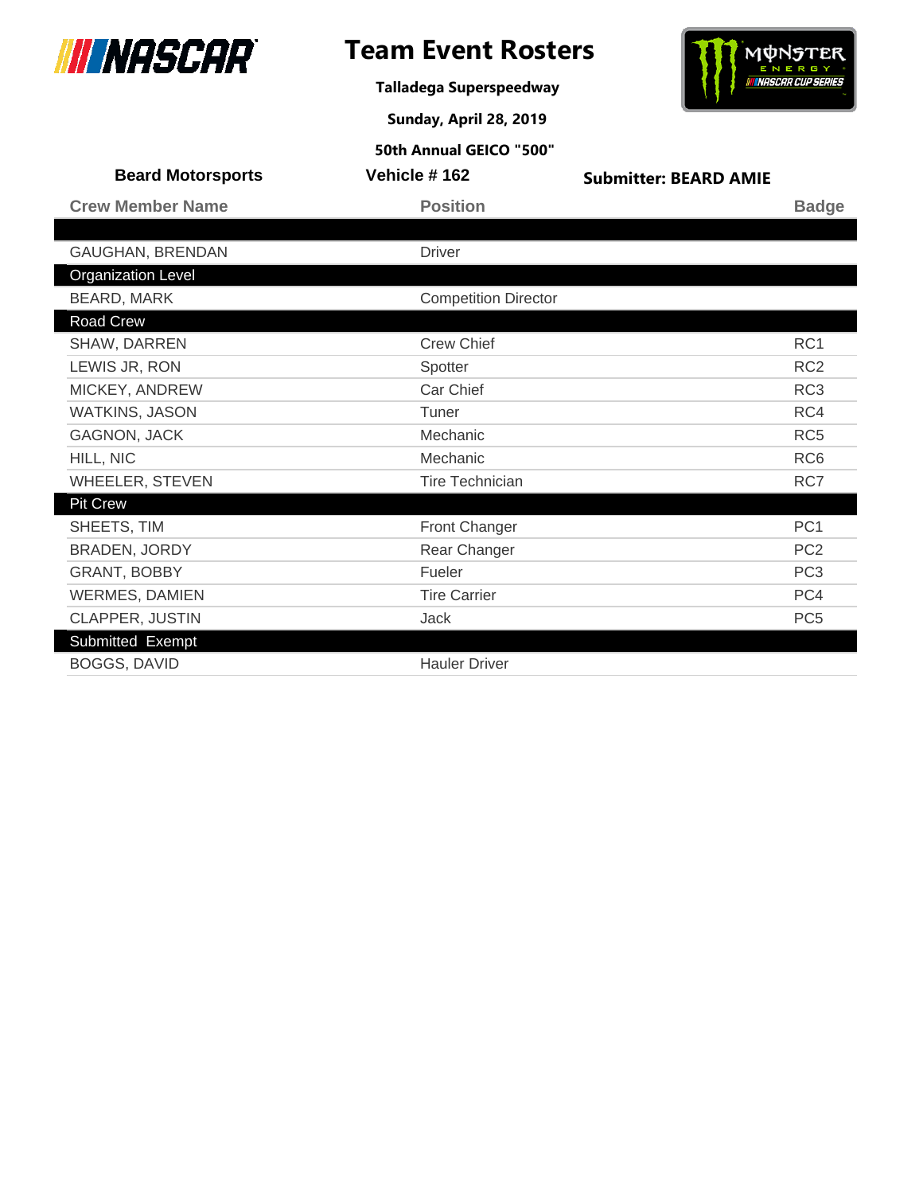# Team Event Rosters

**Talladega Superspeedway**

**Sunday, April 28, 2019**

**50th Annual GEICO "500"**

**Beard Motorsports** | **Vehicle # 162** | **Submitter: BEARD AMIE**

| Crew Member Name | Position | Badge |
|---|---|---|
| | | |
| GAUGHAN, BRENDAN | Driver | |
| **Organization Level** | | |
| BEARD, MARK | Competition Director | |
| **Road Crew** | | |
| SHAW, DARREN | Crew Chief | RC1 |
| LEWIS JR, RON | Spotter | RC2 |
| MICKEY, ANDREW | Car Chief | RC3 |
| WATKINS, JASON | Tuner | RC4 |
| GAGNON, JACK | Mechanic | RC5 |
| HILL, NIC | Mechanic | RC6 |
| WHEELER, STEVEN | Tire Technician | RC7 |
| **Pit Crew** | | |
| SHEETS, TIM | Front Changer | PC1 |
| BRADEN, JORDY | Rear Changer | PC2 |
| GRANT, BOBBY | Fueler | PC3 |
| WERMES, DAMIEN | Tire Carrier | PC4 |
| CLAPPER, JUSTIN | Jack | PC5 |
| **Submitted Exempt** | | |
| BOGGS, DAVID | Hauler Driver | |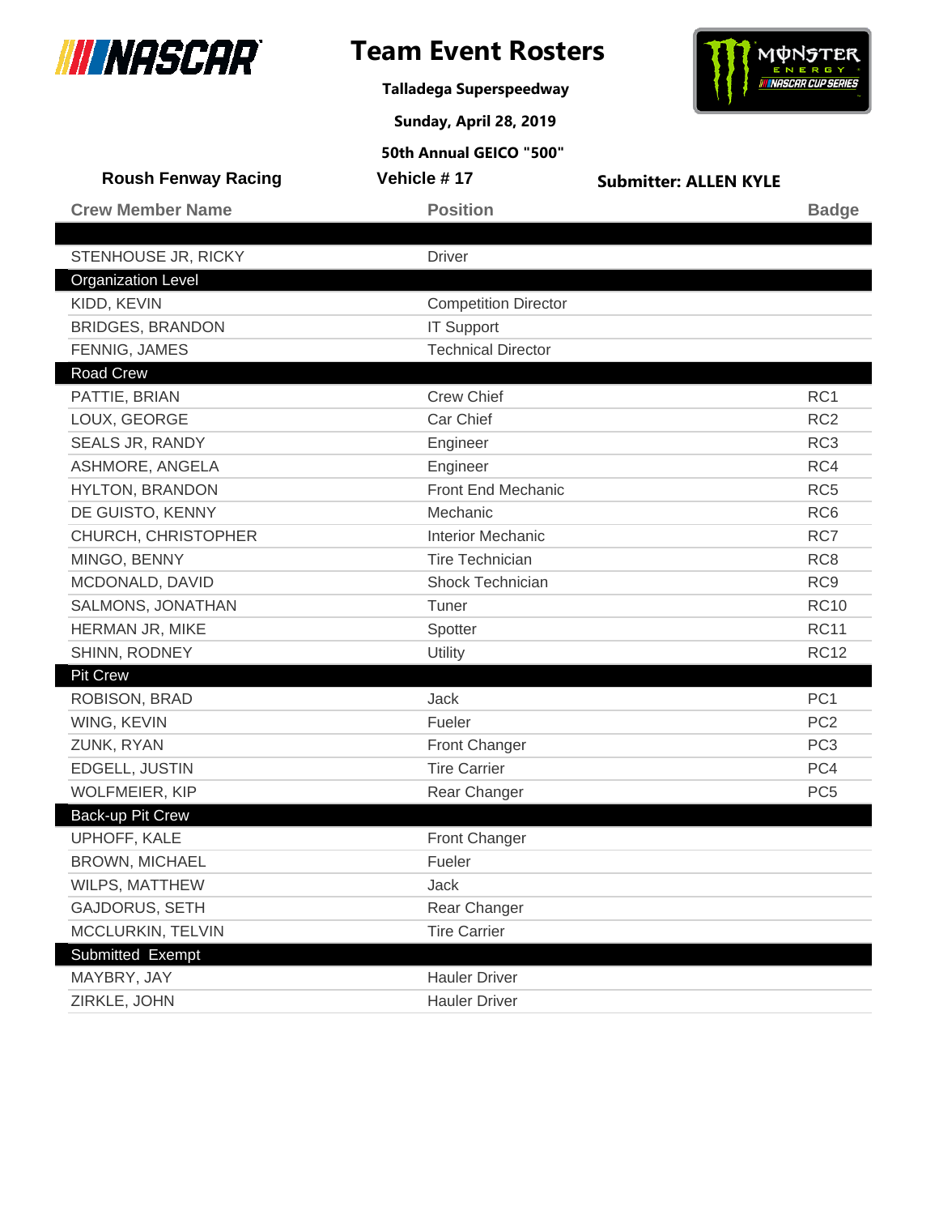# Team Event Rosters

**Talladega Superspeedway**

**Sunday, April 28, 2019**

**50th Annual GEICO "500"**

**Roush Fenway Racing** | **Vehicle # 17** | **Submitter: ALLEN KYLE**

| Crew Member Name | Position | Badge |
|---|---|---|
| STENHOUSE JR, RICKY | Driver | |
| **Organization Level** | | |
| KIDD, KEVIN | Competition Director | |
| BRIDGES, BRANDON | IT Support | |
| FENNIG, JAMES | Technical Director | |
| **Road Crew** | | |
| PATTIE, BRIAN | Crew Chief | RC1 |
| LOUX, GEORGE | Car Chief | RC2 |
| SEALS JR, RANDY | Engineer | RC3 |
| ASHMORE, ANGELA | Engineer | RC4 |
| HYLTON, BRANDON | Front End Mechanic | RC5 |
| DE GUISTO, KENNY | Mechanic | RC6 |
| CHURCH, CHRISTOPHER | Interior Mechanic | RC7 |
| MINGO, BENNY | Tire Technician | RC8 |
| MCDONALD, DAVID | Shock Technician | RC9 |
| SALMONS, JONATHAN | Tuner | RC10 |
| HERMAN JR, MIKE | Spotter | RC11 |
| SHINN, RODNEY | Utility | RC12 |
| **Pit Crew** | | |
| ROBISON, BRAD | Jack | PC1 |
| WING, KEVIN | Fueler | PC2 |
| ZUNK, RYAN | Front Changer | PC3 |
| EDGELL, JUSTIN | Tire Carrier | PC4 |
| WOLFMEIER, KIP | Rear Changer | PC5 |
| **Back-up Pit Crew** | | |
| UPHOFF, KALE | Front Changer | |
| BROWN, MICHAEL | Fueler | |
| WILPS, MATTHEW | Jack | |
| GAJDORUS, SETH | Rear Changer | |
| MCCLURKIN, TELVIN | Tire Carrier | |
| **Submitted Exempt** | | |
| MAYBRY, JAY | Hauler Driver | |
| ZIRKLE, JOHN | Hauler Driver | |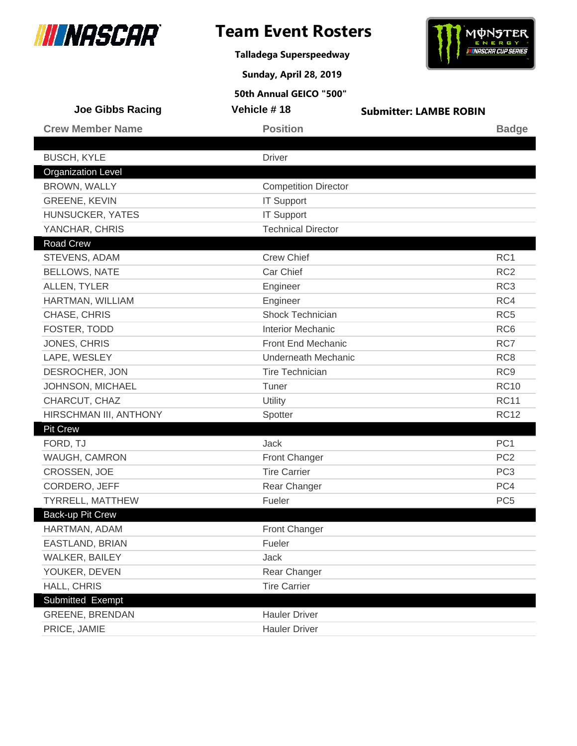# Team Event Rosters

**Talladega Superspeedway**

**Sunday, April 28, 2019**

**50th Annual GEICO "500"**

**Joe Gibbs Racing** | **Vehicle # 18** | **Submitter: LAMBE ROBIN**

| Crew Member Name | Position | Badge |
|---|---|---|
| | | |
| BUSCH, KYLE | Driver | |
| **Organization Level** | | |
| BROWN, WALLY | Competition Director | |
| GREENE, KEVIN | IT Support | |
| HUNSUCKER, YATES | IT Support | |
| YANCHAR, CHRIS | Technical Director | |
| **Road Crew** | | |
| STEVENS, ADAM | Crew Chief | RC1 |
| BELLOWS, NATE | Car Chief | RC2 |
| ALLEN, TYLER | Engineer | RC3 |
| HARTMAN, WILLIAM | Engineer | RC4 |
| CHASE, CHRIS | Shock Technician | RC5 |
| FOSTER, TODD | Interior Mechanic | RC6 |
| JONES, CHRIS | Front End Mechanic | RC7 |
| LAPE, WESLEY | Underneath Mechanic | RC8 |
| DESROCHER, JON | Tire Technician | RC9 |
| JOHNSON, MICHAEL | Tuner | RC10 |
| CHARCUT, CHAZ | Utility | RC11 |
| HIRSCHMAN III, ANTHONY | Spotter | RC12 |
| **Pit Crew** | | |
| FORD, TJ | Jack | PC1 |
| WAUGH, CAMRON | Front Changer | PC2 |
| CROSSEN, JOE | Tire Carrier | PC3 |
| CORDERO, JEFF | Rear Changer | PC4 |
| TYRRELL, MATTHEW | Fueler | PC5 |
| **Back-up Pit Crew** | | |
| HARTMAN, ADAM | Front Changer | |
| EASTLAND, BRIAN | Fueler | |
| WALKER, BAILEY | Jack | |
| YOUKER, DEVEN | Rear Changer | |
| HALL, CHRIS | Tire Carrier | |
| **Submitted Exempt** | | |
| GREENE, BRENDAN | Hauler Driver | |
| PRICE, JAMIE | Hauler Driver | |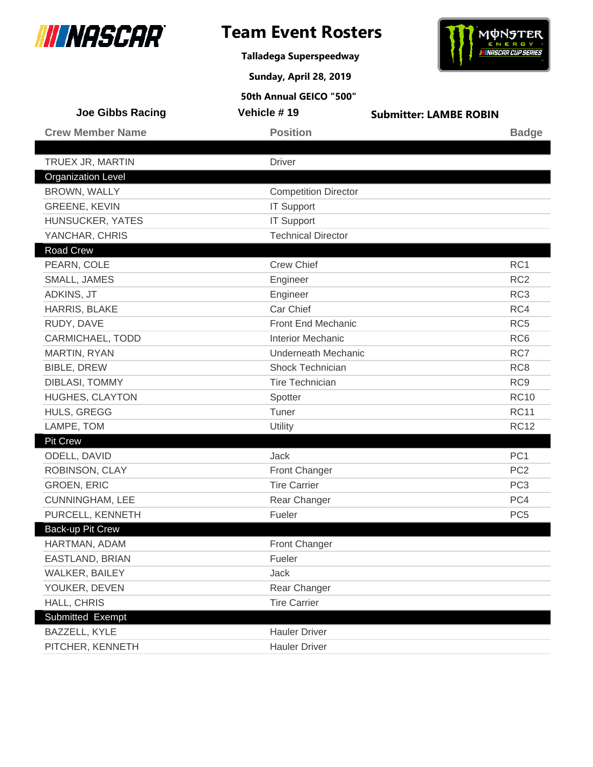# Team Event Rosters

**Talladega Superspeedway**

**Sunday, April 28, 2019**

**50th Annual GEICO "500"**

**Joe Gibbs Racing** | **Vehicle # 19** | **Submitter: LAMBE ROBIN**

| Crew Member Name | Position | Badge |
|---|---|---|
| TRUEX JR, MARTIN | Driver | |
| **Organization Level** | | |
| BROWN, WALLY | Competition Director | |
| GREENE, KEVIN | IT Support | |
| HUNSUCKER, YATES | IT Support | |
| YANCHAR, CHRIS | Technical Director | |
| **Road Crew** | | |
| PEARN, COLE | Crew Chief | RC1 |
| SMALL, JAMES | Engineer | RC2 |
| ADKINS, JT | Engineer | RC3 |
| HARRIS, BLAKE | Car Chief | RC4 |
| RUDY, DAVE | Front End Mechanic | RC5 |
| CARMICHAEL, TODD | Interior Mechanic | RC6 |
| MARTIN, RYAN | Underneath Mechanic | RC7 |
| BIBLE, DREW | Shock Technician | RC8 |
| DIBLASI, TOMMY | Tire Technician | RC9 |
| HUGHES, CLAYTON | Spotter | RC10 |
| HULS, GREGG | Tuner | RC11 |
| LAMPE, TOM | Utility | RC12 |
| **Pit Crew** | | |
| ODELL, DAVID | Jack | PC1 |
| ROBINSON, CLAY | Front Changer | PC2 |
| GROEN, ERIC | Tire Carrier | PC3 |
| CUNNINGHAM, LEE | Rear Changer | PC4 |
| PURCELL, KENNETH | Fueler | PC5 |
| **Back-up Pit Crew** | | |
| HARTMAN, ADAM | Front Changer | |
| EASTLAND, BRIAN | Fueler | |
| WALKER, BAILEY | Jack | |
| YOUKER, DEVEN | Rear Changer | |
| HALL, CHRIS | Tire Carrier | |
| **Submitted Exempt** | | |
| BAZZELL, KYLE | Hauler Driver | |
| PITCHER, KENNETH | Hauler Driver | |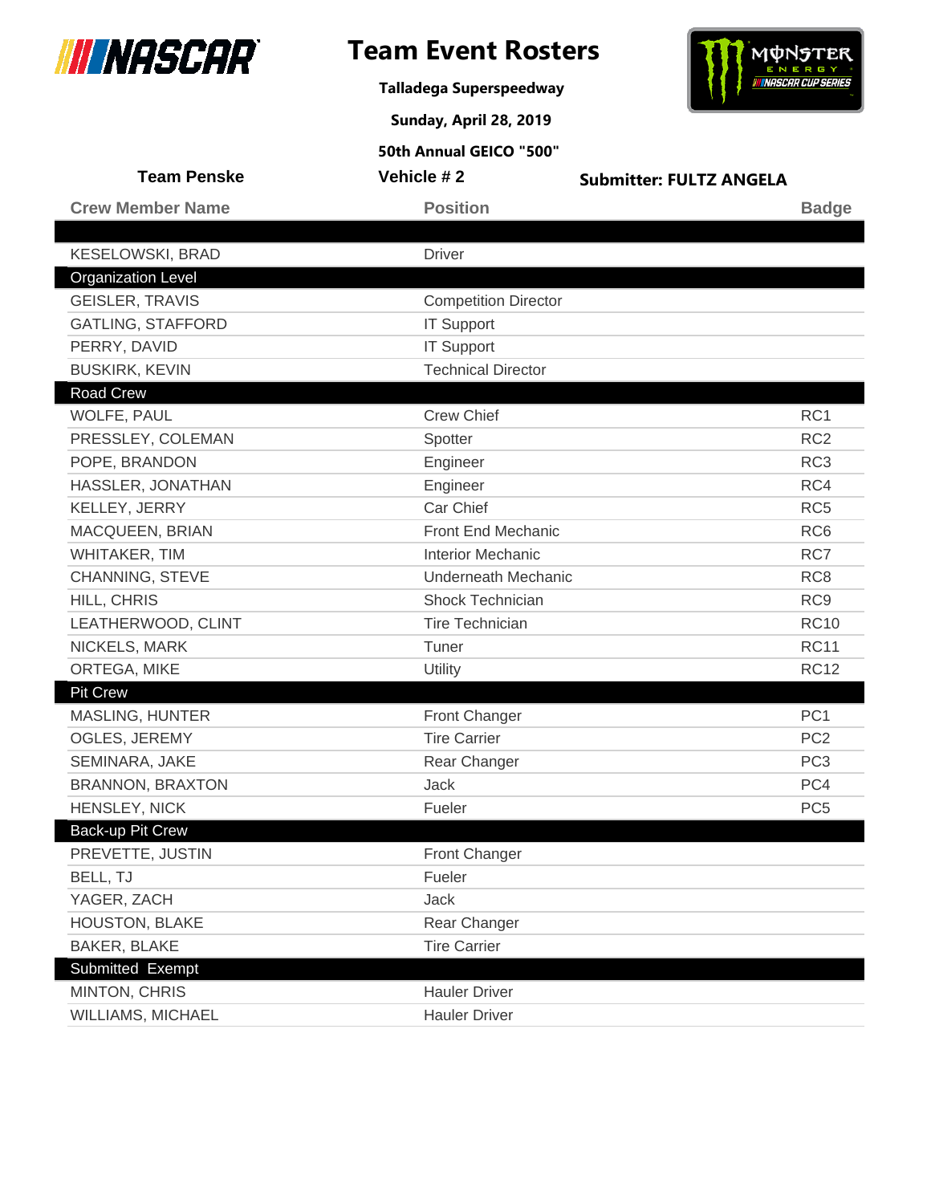# Team Event Rosters

**Talladega Superspeedway**

**Sunday, April 28, 2019**

**50th Annual GEICO "500"**

**Team Penske** | **Vehicle # 2** | **Submitter: FULTZ ANGELA**

| Crew Member Name | Position | Badge |
|---|---|---|
| | | |
| KESELOWSKI, BRAD | Driver | |
| **Organization Level** | | |
| GEISLER, TRAVIS | Competition Director | |
| GATLING, STAFFORD | IT Support | |
| PERRY, DAVID | IT Support | |
| BUSKIRK, KEVIN | Technical Director | |
| **Road Crew** | | |
| WOLFE, PAUL | Crew Chief | RC1 |
| PRESSLEY, COLEMAN | Spotter | RC2 |
| POPE, BRANDON | Engineer | RC3 |
| HASSLER, JONATHAN | Engineer | RC4 |
| KELLEY, JERRY | Car Chief | RC5 |
| MACQUEEN, BRIAN | Front End Mechanic | RC6 |
| WHITAKER, TIM | Interior Mechanic | RC7 |
| CHANNING, STEVE | Underneath Mechanic | RC8 |
| HILL, CHRIS | Shock Technician | RC9 |
| LEATHERWOOD, CLINT | Tire Technician | RC10 |
| NICKELS, MARK | Tuner | RC11 |
| ORTEGA, MIKE | Utility | RC12 |
| **Pit Crew** | | |
| MASLING, HUNTER | Front Changer | PC1 |
| OGLES, JEREMY | Tire Carrier | PC2 |
| SEMINARA, JAKE | Rear Changer | PC3 |
| BRANNON, BRAXTON | Jack | PC4 |
| HENSLEY, NICK | Fueler | PC5 |
| **Back-up Pit Crew** | | |
| PREVETTE, JUSTIN | Front Changer | |
| BELL, TJ | Fueler | |
| YAGER, ZACH | Jack | |
| HOUSTON, BLAKE | Rear Changer | |
| BAKER, BLAKE | Tire Carrier | |
| **Submitted Exempt** | | |
| MINTON, CHRIS | Hauler Driver | |
| WILLIAMS, MICHAEL | Hauler Driver | |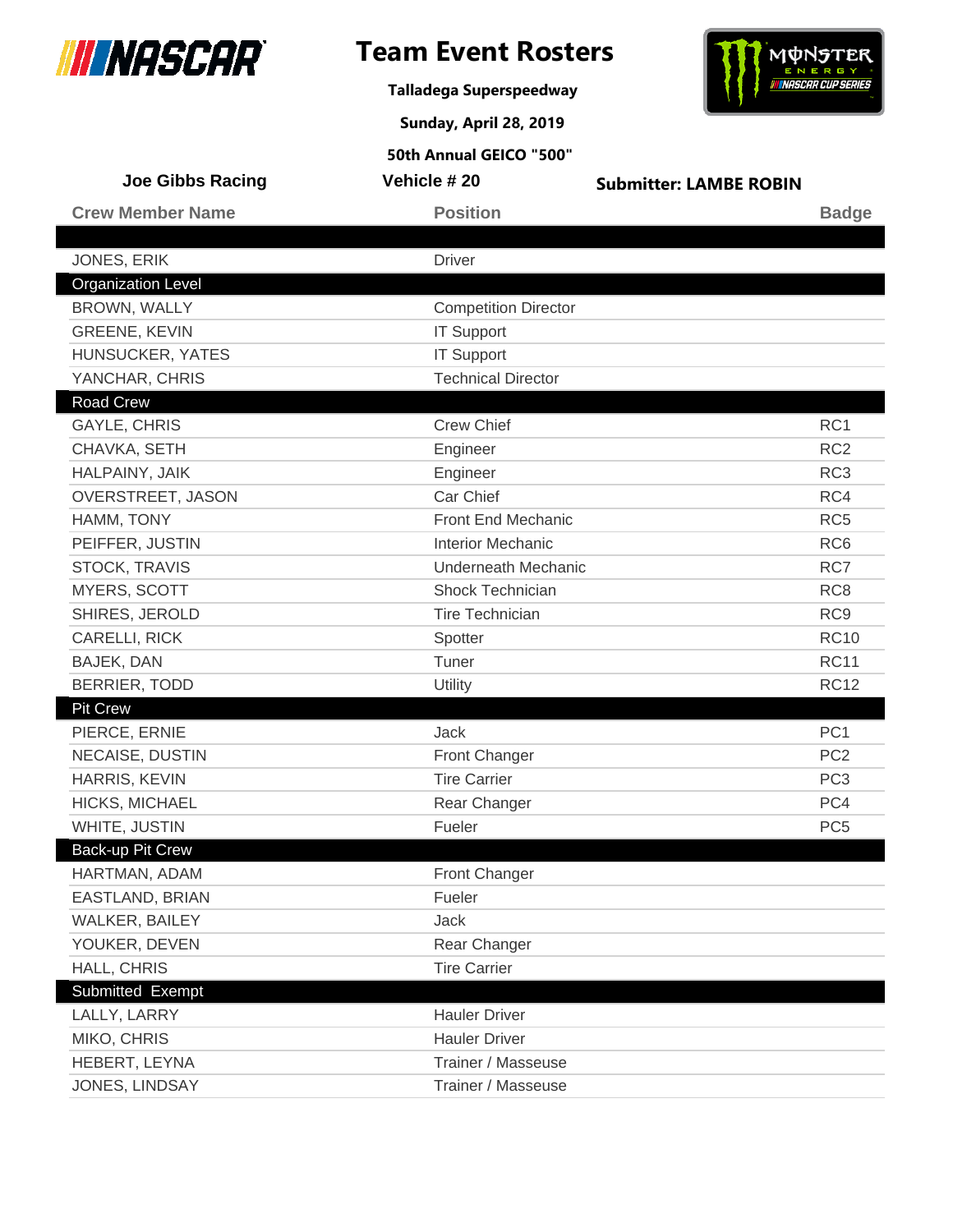# Team Event Rosters

**Talladega Superspeedway**

**Sunday, April 28, 2019**

**50th Annual GEICO "500"**

**Joe Gibbs Racing** | **Vehicle # 20** | **Submitter: LAMBE ROBIN**

| Crew Member Name | Position | Badge |
|---|---|---|
| JONES, ERIK | Driver | |
| **Organization Level** | | |
| BROWN, WALLY | Competition Director | |
| GREENE, KEVIN | IT Support | |
| HUNSUCKER, YATES | IT Support | |
| YANCHAR, CHRIS | Technical Director | |
| **Road Crew** | | |
| GAYLE, CHRIS | Crew Chief | RC1 |
| CHAVKA, SETH | Engineer | RC2 |
| HALPAINY, JAIK | Engineer | RC3 |
| OVERSTREET, JASON | Car Chief | RC4 |
| HAMM, TONY | Front End Mechanic | RC5 |
| PEIFFER, JUSTIN | Interior Mechanic | RC6 |
| STOCK, TRAVIS | Underneath Mechanic | RC7 |
| MYERS, SCOTT | Shock Technician | RC8 |
| SHIRES, JEROLD | Tire Technician | RC9 |
| CARELLI, RICK | Spotter | RC10 |
| BAJEK, DAN | Tuner | RC11 |
| BERRIER, TODD | Utility | RC12 |
| **Pit Crew** | | |
| PIERCE, ERNIE | Jack | PC1 |
| NECAISE, DUSTIN | Front Changer | PC2 |
| HARRIS, KEVIN | Tire Carrier | PC3 |
| HICKS, MICHAEL | Rear Changer | PC4 |
| WHITE, JUSTIN | Fueler | PC5 |
| **Back-up Pit Crew** | | |
| HARTMAN, ADAM | Front Changer | |
| EASTLAND, BRIAN | Fueler | |
| WALKER, BAILEY | Jack | |
| YOUKER, DEVEN | Rear Changer | |
| HALL, CHRIS | Tire Carrier | |
| **Submitted Exempt** | | |
| LALLY, LARRY | Hauler Driver | |
| MIKO, CHRIS | Hauler Driver | |
| HEBERT, LEYNA | Trainer / Masseuse | |
| JONES, LINDSAY | Trainer / Masseuse | |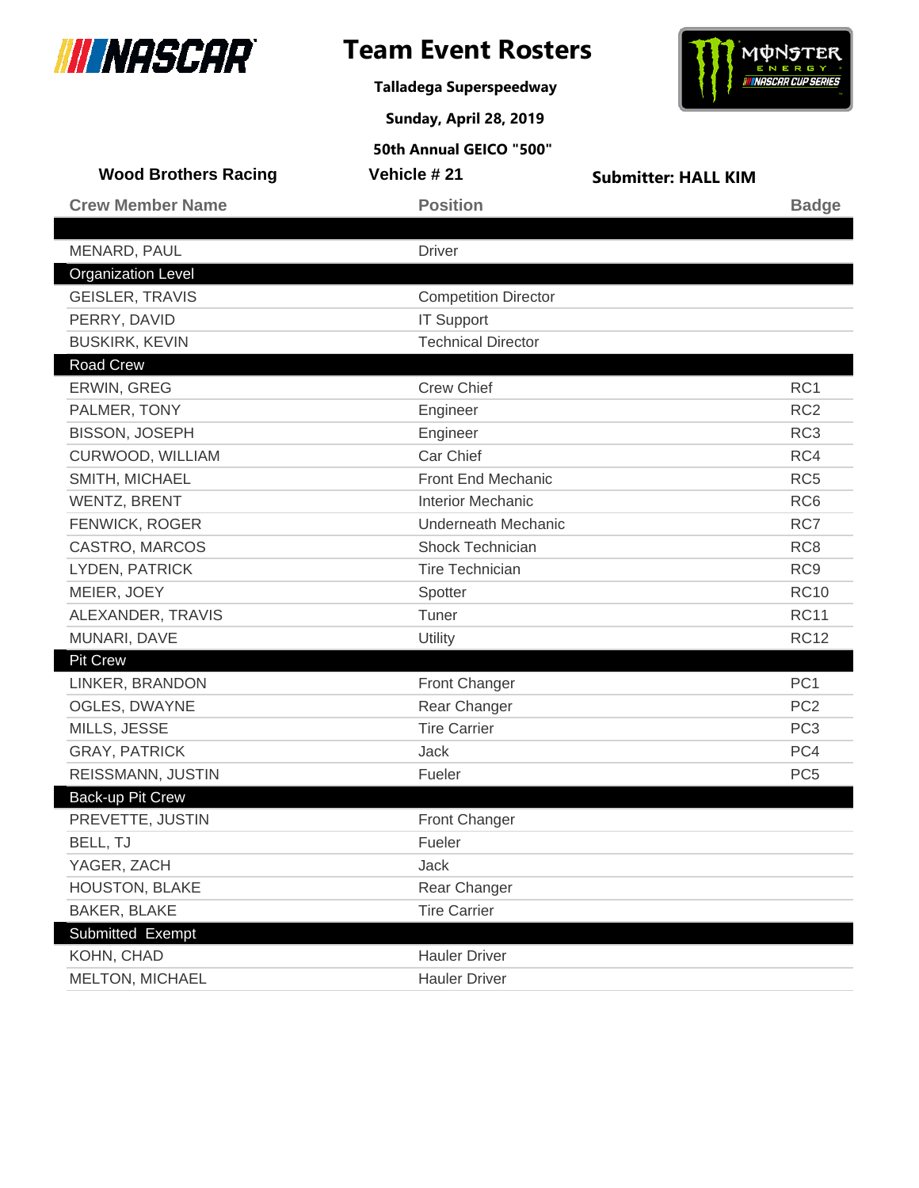# Team Event Rosters

**Talladega Superspeedway**

**Sunday, April 28, 2019**

**50th Annual GEICO "500"**

**Wood Brothers Racing** | **Vehicle # 21** | **Submitter: HALL KIM**

| Crew Member Name | Position | Badge |
|---|---|---|
| MENARD, PAUL | Driver | |
| **Organization Level** | | |
| GEISLER, TRAVIS | Competition Director | |
| PERRY, DAVID | IT Support | |
| BUSKIRK, KEVIN | Technical Director | |
| **Road Crew** | | |
| ERWIN, GREG | Crew Chief | RC1 |
| PALMER, TONY | Engineer | RC2 |
| BISSON, JOSEPH | Engineer | RC3 |
| CURWOOD, WILLIAM | Car Chief | RC4 |
| SMITH, MICHAEL | Front End Mechanic | RC5 |
| WENTZ, BRENT | Interior Mechanic | RC6 |
| FENWICK, ROGER | Underneath Mechanic | RC7 |
| CASTRO, MARCOS | Shock Technician | RC8 |
| LYDEN, PATRICK | Tire Technician | RC9 |
| MEIER, JOEY | Spotter | RC10 |
| ALEXANDER, TRAVIS | Tuner | RC11 |
| MUNARI, DAVE | Utility | RC12 |
| **Pit Crew** | | |
| LINKER, BRANDON | Front Changer | PC1 |
| OGLES, DWAYNE | Rear Changer | PC2 |
| MILLS, JESSE | Tire Carrier | PC3 |
| GRAY, PATRICK | Jack | PC4 |
| REISSMANN, JUSTIN | Fueler | PC5 |
| **Back-up Pit Crew** | | |
| PREVETTE, JUSTIN | Front Changer | |
| BELL, TJ | Fueler | |
| YAGER, ZACH | Jack | |
| HOUSTON, BLAKE | Rear Changer | |
| BAKER, BLAKE | Tire Carrier | |
| **Submitted Exempt** | | |
| KOHN, CHAD | Hauler Driver | |
| MELTON, MICHAEL | Hauler Driver | |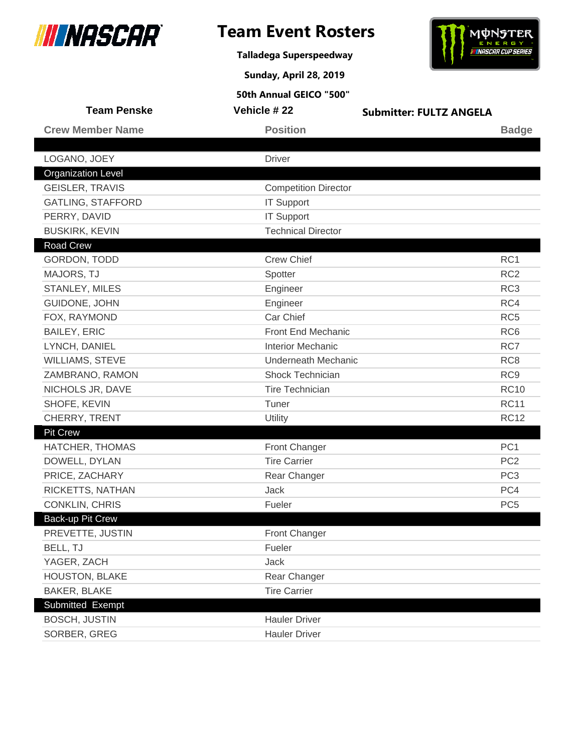# Team Event Rosters

**Talladega Superspeedway**

**Sunday, April 28, 2019**

**50th Annual GEICO "500"**

**Team Penske** | **Vehicle # 22** | **Submitter: FULTZ ANGELA**

| Crew Member Name | Position | Badge |
|---|---|---|
| | | |
| LOGANO, JOEY | Driver | |
| **Organization Level** | | |
| GEISLER, TRAVIS | Competition Director | |
| GATLING, STAFFORD | IT Support | |
| PERRY, DAVID | IT Support | |
| BUSKIRK, KEVIN | Technical Director | |
| **Road Crew** | | |
| GORDON, TODD | Crew Chief | RC1 |
| MAJORS, TJ | Spotter | RC2 |
| STANLEY, MILES | Engineer | RC3 |
| GUIDONE, JOHN | Engineer | RC4 |
| FOX, RAYMOND | Car Chief | RC5 |
| BAILEY, ERIC | Front End Mechanic | RC6 |
| LYNCH, DANIEL | Interior Mechanic | RC7 |
| WILLIAMS, STEVE | Underneath Mechanic | RC8 |
| ZAMBRANO, RAMON | Shock Technician | RC9 |
| NICHOLS JR, DAVE | Tire Technician | RC10 |
| SHOFE, KEVIN | Tuner | RC11 |
| CHERRY, TRENT | Utility | RC12 |
| **Pit Crew** | | |
| HATCHER, THOMAS | Front Changer | PC1 |
| DOWELL, DYLAN | Tire Carrier | PC2 |
| PRICE, ZACHARY | Rear Changer | PC3 |
| RICKETTS, NATHAN | Jack | PC4 |
| CONKLIN, CHRIS | Fueler | PC5 |
| **Back-up Pit Crew** | | |
| PREVETTE, JUSTIN | Front Changer | |
| BELL, TJ | Fueler | |
| YAGER, ZACH | Jack | |
| HOUSTON, BLAKE | Rear Changer | |
| BAKER, BLAKE | Tire Carrier | |
| **Submitted Exempt** | | |
| BOSCH, JUSTIN | Hauler Driver | |
| SORBER, GREG | Hauler Driver | |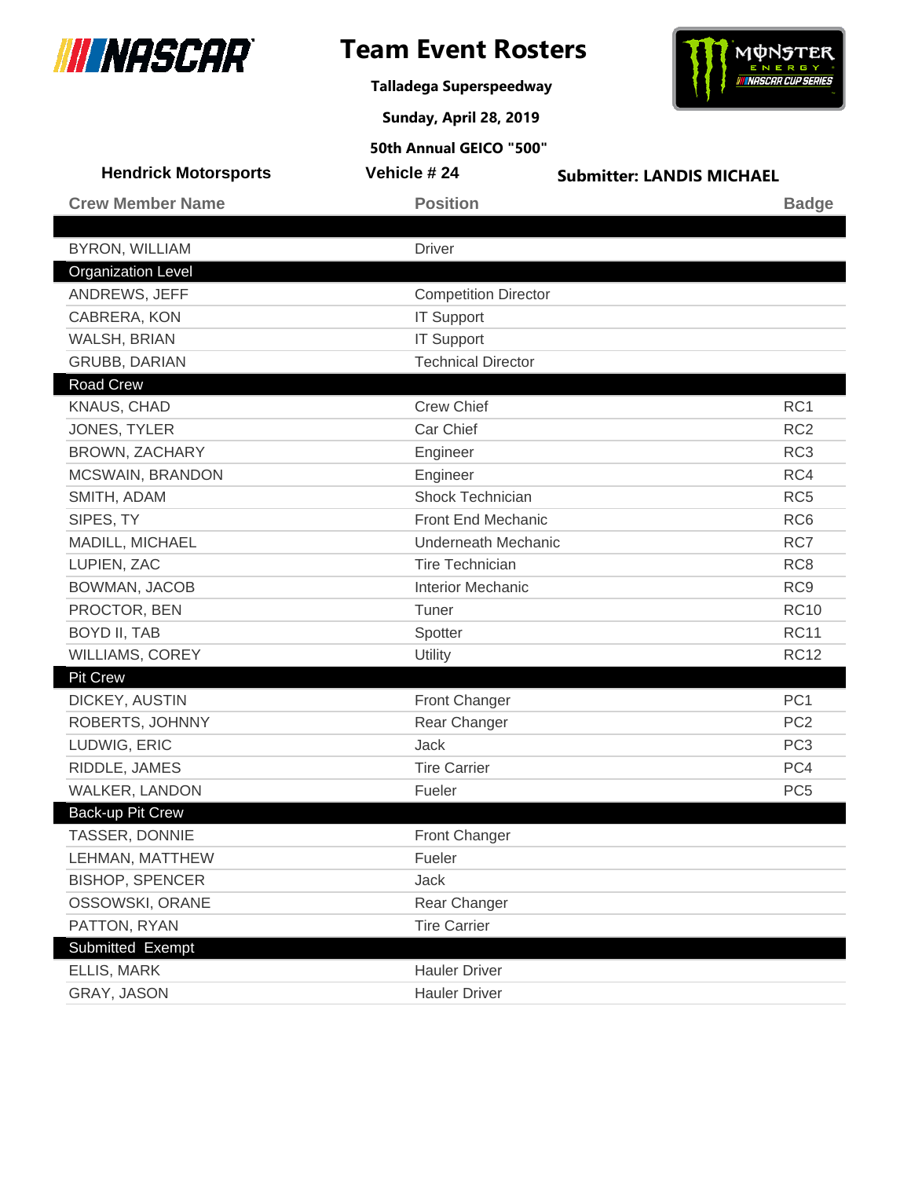# Team Event Rosters

**Talladega Superspeedway**

**Sunday, April 28, 2019**

**50th Annual GEICO "500"**

**Hendrick Motorsports** | **Vehicle # 24** | **Submitter: LANDIS MICHAEL**

| Crew Member Name | Position | Badge |
|---|---|---|
| BYRON, WILLIAM | Driver | |
| **Organization Level** | | |
| ANDREWS, JEFF | Competition Director | |
| CABRERA, KON | IT Support | |
| WALSH, BRIAN | IT Support | |
| GRUBB, DARIAN | Technical Director | |
| **Road Crew** | | |
| KNAUS, CHAD | Crew Chief | RC1 |
| JONES, TYLER | Car Chief | RC2 |
| BROWN, ZACHARY | Engineer | RC3 |
| MCSWAIN, BRANDON | Engineer | RC4 |
| SMITH, ADAM | Shock Technician | RC5 |
| SIPES, TY | Front End Mechanic | RC6 |
| MADILL, MICHAEL | Underneath Mechanic | RC7 |
| LUPIEN, ZAC | Tire Technician | RC8 |
| BOWMAN, JACOB | Interior Mechanic | RC9 |
| PROCTOR, BEN | Tuner | RC10 |
| BOYD II, TAB | Spotter | RC11 |
| WILLIAMS, COREY | Utility | RC12 |
| **Pit Crew** | | |
| DICKEY, AUSTIN | Front Changer | PC1 |
| ROBERTS, JOHNNY | Rear Changer | PC2 |
| LUDWIG, ERIC | Jack | PC3 |
| RIDDLE, JAMES | Tire Carrier | PC4 |
| WALKER, LANDON | Fueler | PC5 |
| **Back-up Pit Crew** | | |
| TASSER, DONNIE | Front Changer | |
| LEHMAN, MATTHEW | Fueler | |
| BISHOP, SPENCER | Jack | |
| OSSOWSKI, ORANE | Rear Changer | |
| PATTON, RYAN | Tire Carrier | |
| **Submitted Exempt** | | |
| ELLIS, MARK | Hauler Driver | |
| GRAY, JASON | Hauler Driver | |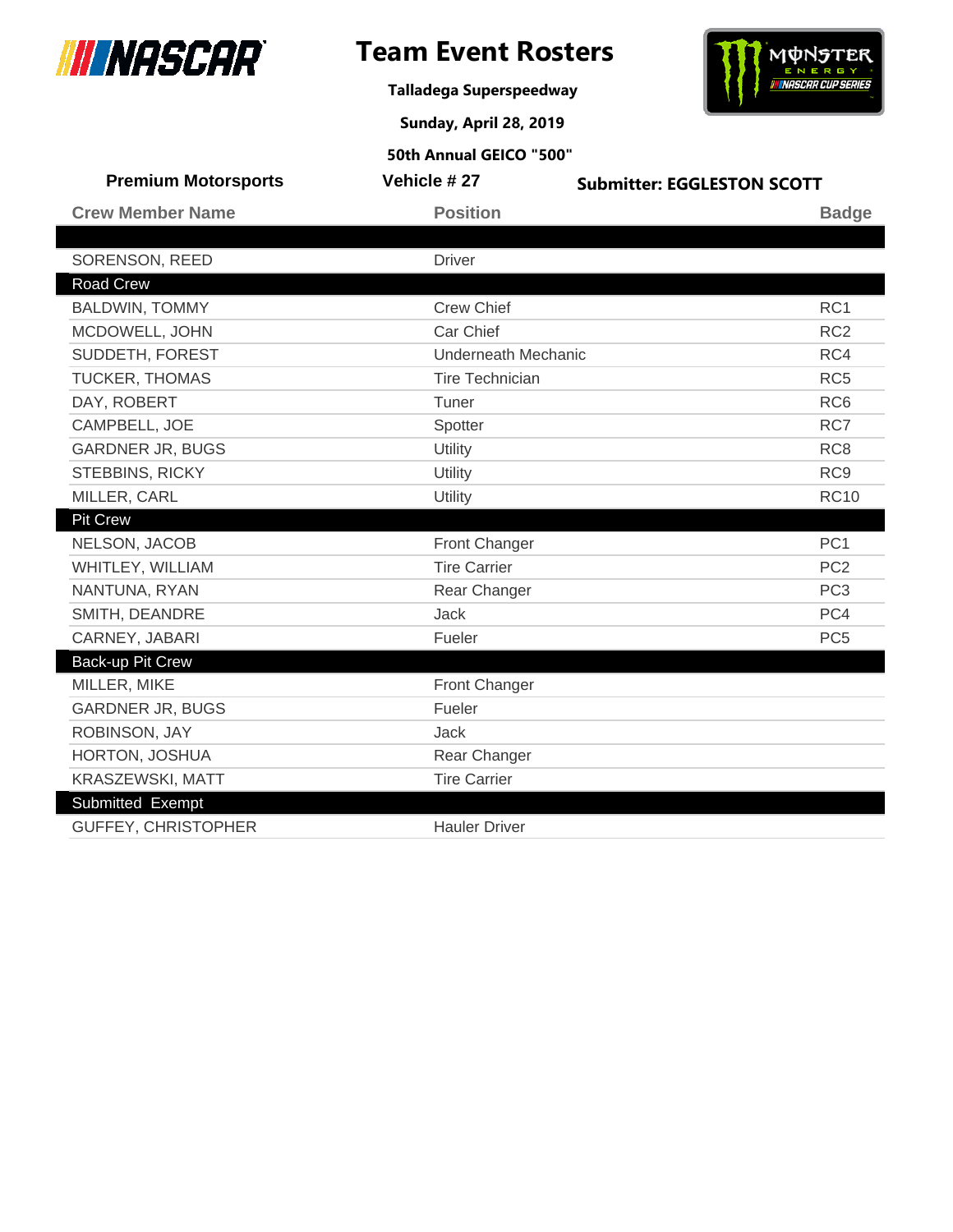# Team Event Rosters

**Talladega Superspeedway**

**Sunday, April 28, 2019**

**50th Annual GEICO "500"**

**Premium Motorsports** | **Vehicle # 27** | **Submitter: EGGLESTON SCOTT**

| Crew Member Name | Position | Badge |
|---|---|---|
| | | |
| SORENSON, REED | Driver | |
| **Road Crew** | | |
| BALDWIN, TOMMY | Crew Chief | RC1 |
| MCDOWELL, JOHN | Car Chief | RC2 |
| SUDDETH, FOREST | Underneath Mechanic | RC4 |
| TUCKER, THOMAS | Tire Technician | RC5 |
| DAY, ROBERT | Tuner | RC6 |
| CAMPBELL, JOE | Spotter | RC7 |
| GARDNER JR, BUGS | Utility | RC8 |
| STEBBINS, RICKY | Utility | RC9 |
| MILLER, CARL | Utility | RC10 |
| **Pit Crew** | | |
| NELSON, JACOB | Front Changer | PC1 |
| WHITLEY, WILLIAM | Tire Carrier | PC2 |
| NANTUNA, RYAN | Rear Changer | PC3 |
| SMITH, DEANDRE | Jack | PC4 |
| CARNEY, JABARI | Fueler | PC5 |
| **Back-up Pit Crew** | | |
| MILLER, MIKE | Front Changer | |
| GARDNER JR, BUGS | Fueler | |
| ROBINSON, JAY | Jack | |
| HORTON, JOSHUA | Rear Changer | |
| KRASZEWSKI, MATT | Tire Carrier | |
| **Submitted Exempt** | | |
| GUFFEY, CHRISTOPHER | Hauler Driver | |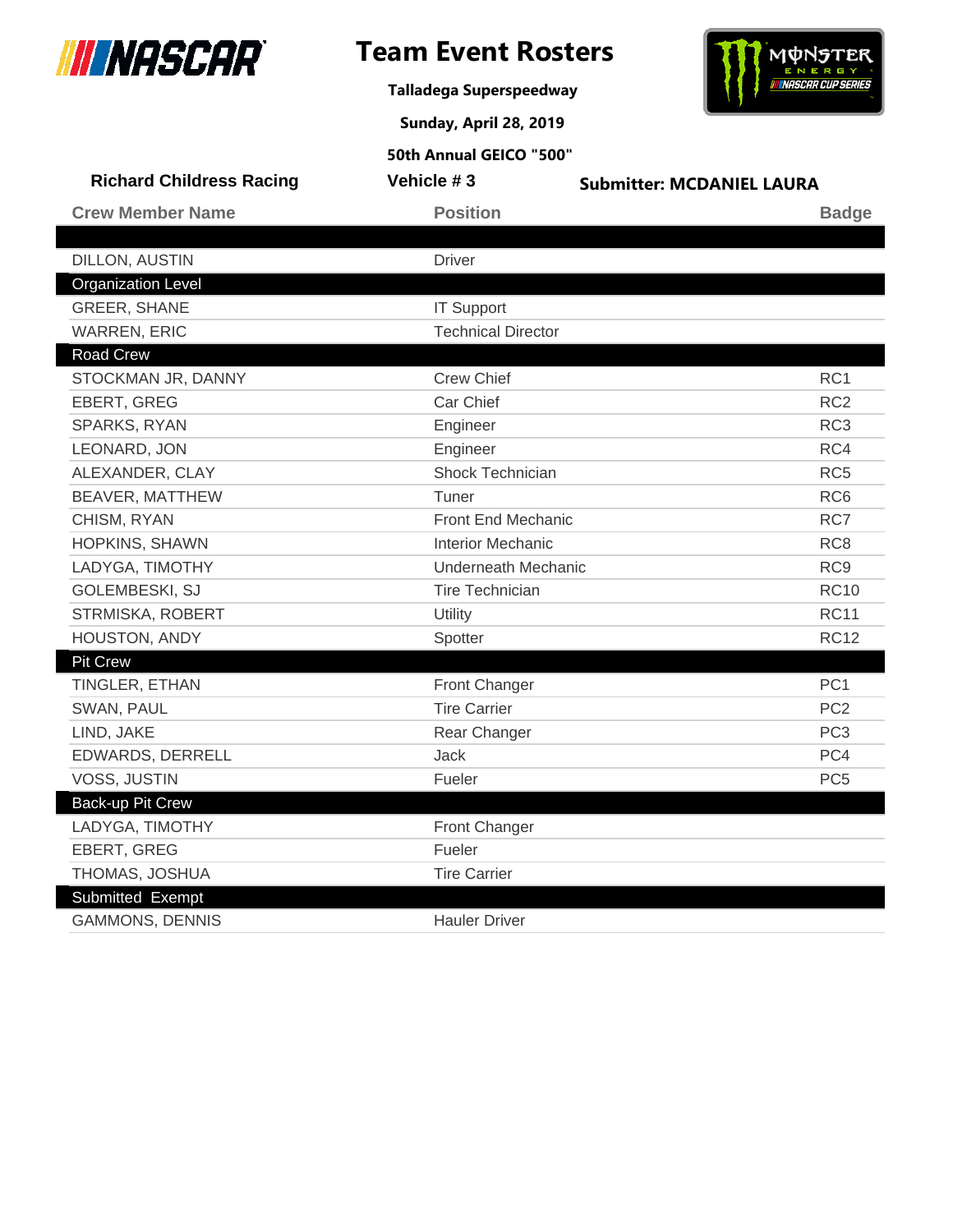# Team Event Rosters

**Talladega Superspeedway**

**Sunday, April 28, 2019**

**50th Annual GEICO "500"**

**Richard Childress Racing** | **Vehicle # 3** | **Submitter: MCDANIEL LAURA**

| Crew Member Name | Position | Badge |
|---|---|---|
| DILLON, AUSTIN | Driver | |
| **Organization Level** | | |
| GREER, SHANE | IT Support | |
| WARREN, ERIC | Technical Director | |
| **Road Crew** | | |
| STOCKMAN JR, DANNY | Crew Chief | RC1 |
| EBERT, GREG | Car Chief | RC2 |
| SPARKS, RYAN | Engineer | RC3 |
| LEONARD, JON | Engineer | RC4 |
| ALEXANDER, CLAY | Shock Technician | RC5 |
| BEAVER, MATTHEW | Tuner | RC6 |
| CHISM, RYAN | Front End Mechanic | RC7 |
| HOPKINS, SHAWN | Interior Mechanic | RC8 |
| LADYGA, TIMOTHY | Underneath Mechanic | RC9 |
| GOLEMBESKI, SJ | Tire Technician | RC10 |
| STRMISKA, ROBERT | Utility | RC11 |
| HOUSTON, ANDY | Spotter | RC12 |
| **Pit Crew** | | |
| TINGLER, ETHAN | Front Changer | PC1 |
| SWAN, PAUL | Tire Carrier | PC2 |
| LIND, JAKE | Rear Changer | PC3 |
| EDWARDS, DERRELL | Jack | PC4 |
| VOSS, JUSTIN | Fueler | PC5 |
| **Back-up Pit Crew** | | |
| LADYGA, TIMOTHY | Front Changer | |
| EBERT, GREG | Fueler | |
| THOMAS, JOSHUA | Tire Carrier | |
| **Submitted Exempt** | | |
| GAMMONS, DENNIS | Hauler Driver | |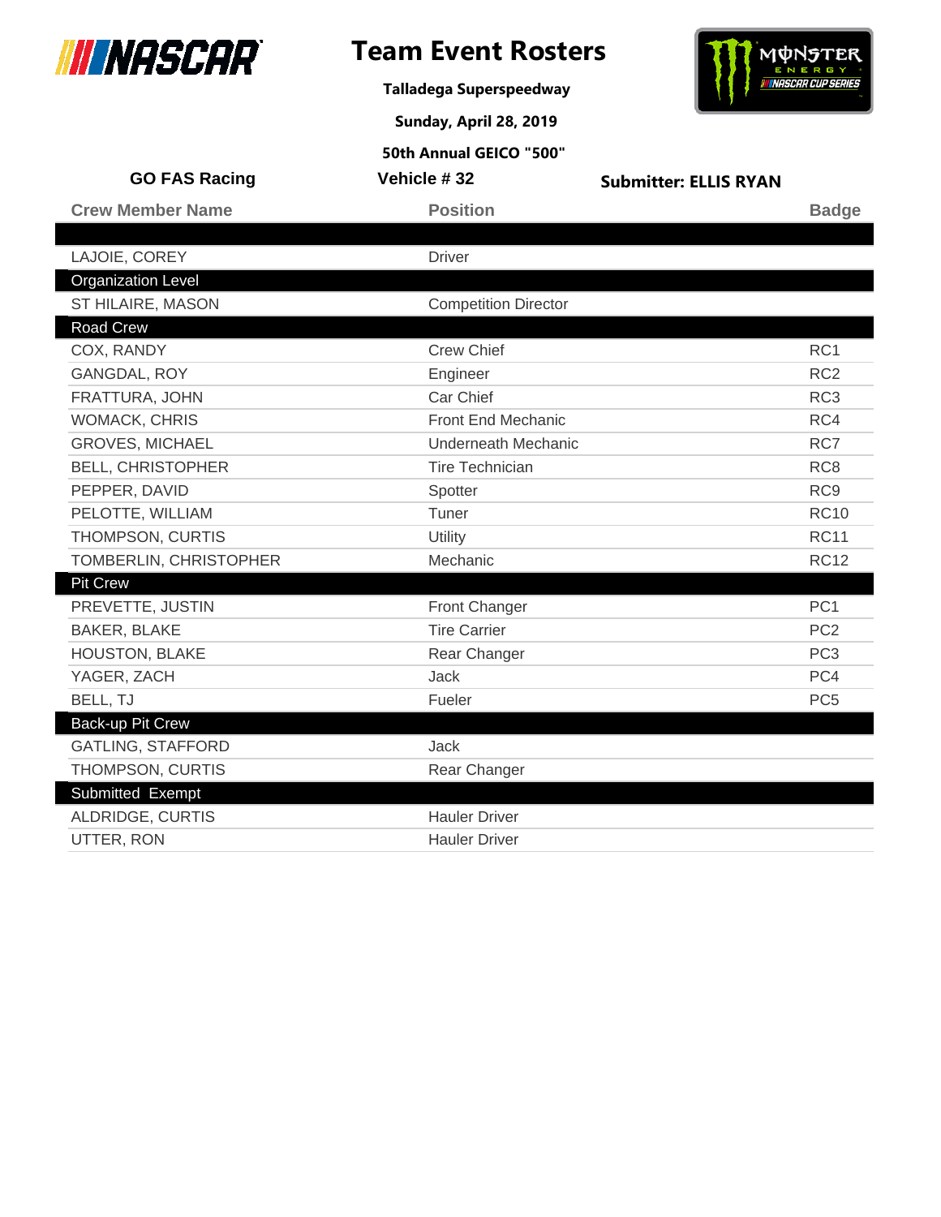# Team Event Rosters

**Talladega Superspeedway**

**Sunday, April 28, 2019**

**50th Annual GEICO "500"**

**GO FAS Racing** | **Vehicle # 32** | **Submitter: ELLIS RYAN**

| Crew Member Name | Position | Badge |
|---|---|---|
| | | |
| LAJOIE, COREY | Driver | |
| **Organization Level** | | |
| ST HILAIRE, MASON | Competition Director | |
| **Road Crew** | | |
| COX, RANDY | Crew Chief | RC1 |
| GANGDAL, ROY | Engineer | RC2 |
| FRATTURA, JOHN | Car Chief | RC3 |
| WOMACK, CHRIS | Front End Mechanic | RC4 |
| GROVES, MICHAEL | Underneath Mechanic | RC7 |
| BELL, CHRISTOPHER | Tire Technician | RC8 |
| PEPPER, DAVID | Spotter | RC9 |
| PELOTTE, WILLIAM | Tuner | RC10 |
| THOMPSON, CURTIS | Utility | RC11 |
| TOMBERLIN, CHRISTOPHER | Mechanic | RC12 |
| **Pit Crew** | | |
| PREVETTE, JUSTIN | Front Changer | PC1 |
| BAKER, BLAKE | Tire Carrier | PC2 |
| HOUSTON, BLAKE | Rear Changer | PC3 |
| YAGER, ZACH | Jack | PC4 |
| BELL, TJ | Fueler | PC5 |
| **Back-up Pit Crew** | | |
| GATLING, STAFFORD | Jack | |
| THOMPSON, CURTIS | Rear Changer | |
| **Submitted Exempt** | | |
| ALDRIDGE, CURTIS | Hauler Driver | |
| UTTER, RON | Hauler Driver | |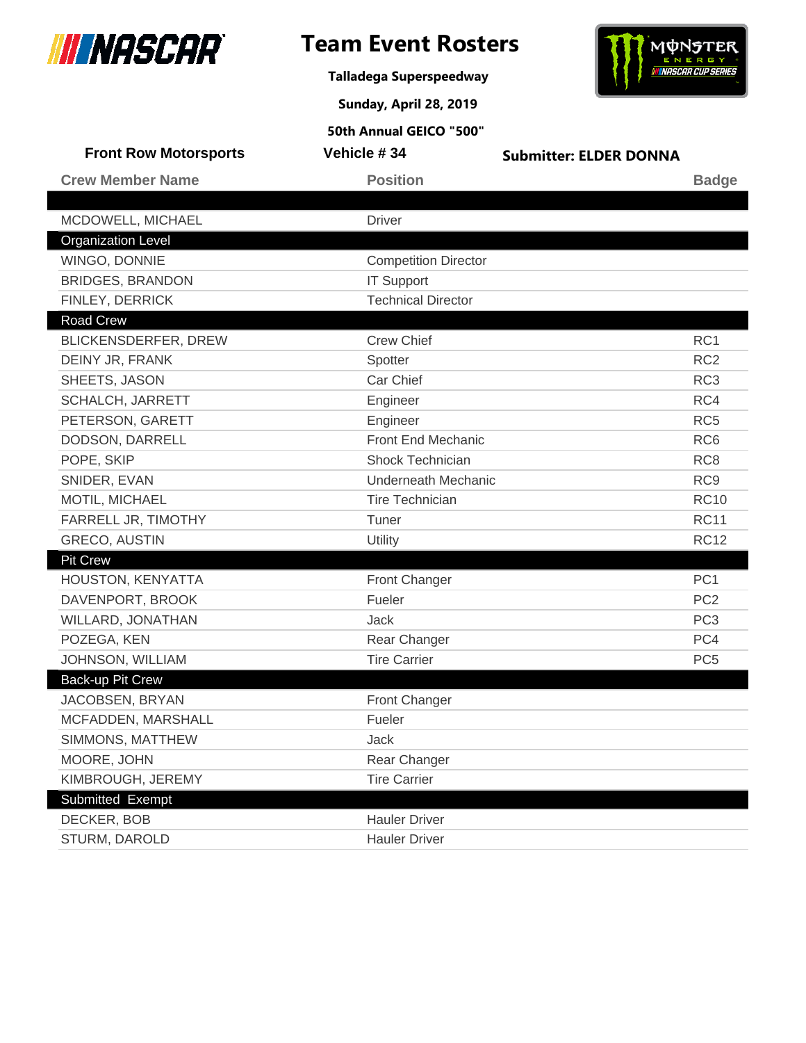# Team Event Rosters

**Talladega Superspeedway**

**Sunday, April 28, 2019**

**50th Annual GEICO "500"**

**Front Row Motorsports** | **Vehicle # 34** | **Submitter: ELDER DONNA**

| Crew Member Name | Position | Badge |
|---|---|---|
| MCDOWELL, MICHAEL | Driver | |
| **Organization Level** | | |
| WINGO, DONNIE | Competition Director | |
| BRIDGES, BRANDON | IT Support | |
| FINLEY, DERRICK | Technical Director | |
| **Road Crew** | | |
| BLICKENSDERFER, DREW | Crew Chief | RC1 |
| DEINY JR, FRANK | Spotter | RC2 |
| SHEETS, JASON | Car Chief | RC3 |
| SCHALCH, JARRETT | Engineer | RC4 |
| PETERSON, GARETT | Engineer | RC5 |
| DODSON, DARRELL | Front End Mechanic | RC6 |
| POPE, SKIP | Shock Technician | RC8 |
| SNIDER, EVAN | Underneath Mechanic | RC9 |
| MOTIL, MICHAEL | Tire Technician | RC10 |
| FARRELL JR, TIMOTHY | Tuner | RC11 |
| GRECO, AUSTIN | Utility | RC12 |
| **Pit Crew** | | |
| HOUSTON, KENYATTA | Front Changer | PC1 |
| DAVENPORT, BROOK | Fueler | PC2 |
| WILLARD, JONATHAN | Jack | PC3 |
| POZEGA, KEN | Rear Changer | PC4 |
| JOHNSON, WILLIAM | Tire Carrier | PC5 |
| **Back-up Pit Crew** | | |
| JACOBSEN, BRYAN | Front Changer | |
| MCFADDEN, MARSHALL | Fueler | |
| SIMMONS, MATTHEW | Jack | |
| MOORE, JOHN | Rear Changer | |
| KIMBROUGH, JEREMY | Tire Carrier | |
| **Submitted Exempt** | | |
| DECKER, BOB | Hauler Driver | |
| STURM, DAROLD | Hauler Driver | |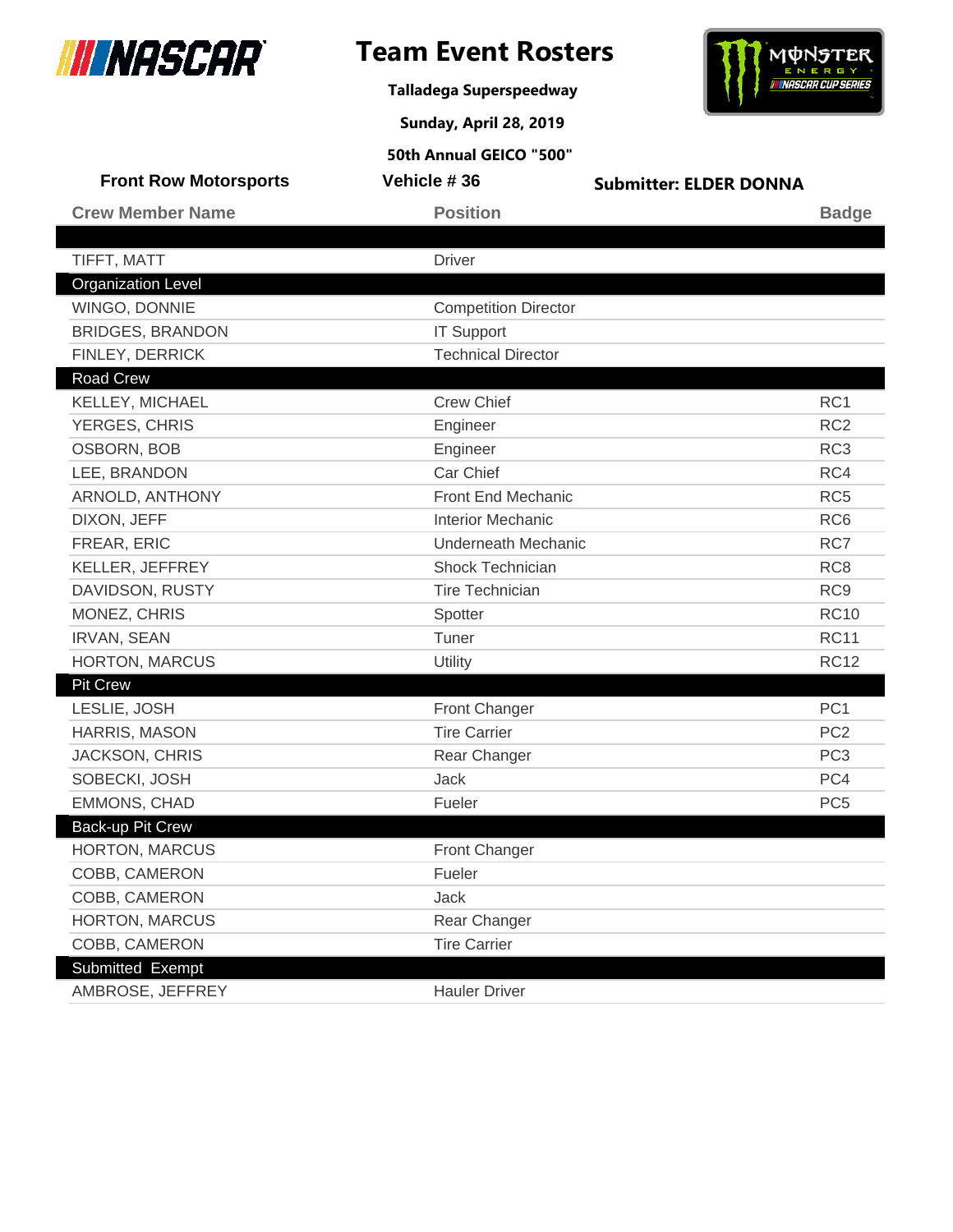# Team Event Rosters

**Talladega Superspeedway**

**Sunday, April 28, 2019**

**50th Annual GEICO "500"**

**Front Row Motorsports** | **Vehicle # 36** | **Submitter: ELDER DONNA**

| Crew Member Name | Position | Badge |
|---|---|---|
| TIFFT, MATT | Driver | |
| **Organization Level** | | |
| WINGO, DONNIE | Competition Director | |
| BRIDGES, BRANDON | IT Support | |
| FINLEY, DERRICK | Technical Director | |
| **Road Crew** | | |
| KELLEY, MICHAEL | Crew Chief | RC1 |
| YERGES, CHRIS | Engineer | RC2 |
| OSBORN, BOB | Engineer | RC3 |
| LEE, BRANDON | Car Chief | RC4 |
| ARNOLD, ANTHONY | Front End Mechanic | RC5 |
| DIXON, JEFF | Interior Mechanic | RC6 |
| FREAR, ERIC | Underneath Mechanic | RC7 |
| KELLER, JEFFREY | Shock Technician | RC8 |
| DAVIDSON, RUSTY | Tire Technician | RC9 |
| MONEZ, CHRIS | Spotter | RC10 |
| IRVAN, SEAN | Tuner | RC11 |
| HORTON, MARCUS | Utility | RC12 |
| **Pit Crew** | | |
| LESLIE, JOSH | Front Changer | PC1 |
| HARRIS, MASON | Tire Carrier | PC2 |
| JACKSON, CHRIS | Rear Changer | PC3 |
| SOBECKI, JOSH | Jack | PC4 |
| EMMONS, CHAD | Fueler | PC5 |
| **Back-up Pit Crew** | | |
| HORTON, MARCUS | Front Changer | |
| COBB, CAMERON | Fueler | |
| COBB, CAMERON | Jack | |
| HORTON, MARCUS | Rear Changer | |
| COBB, CAMERON | Tire Carrier | |
| **Submitted Exempt** | | |
| AMBROSE, JEFFREY | Hauler Driver | |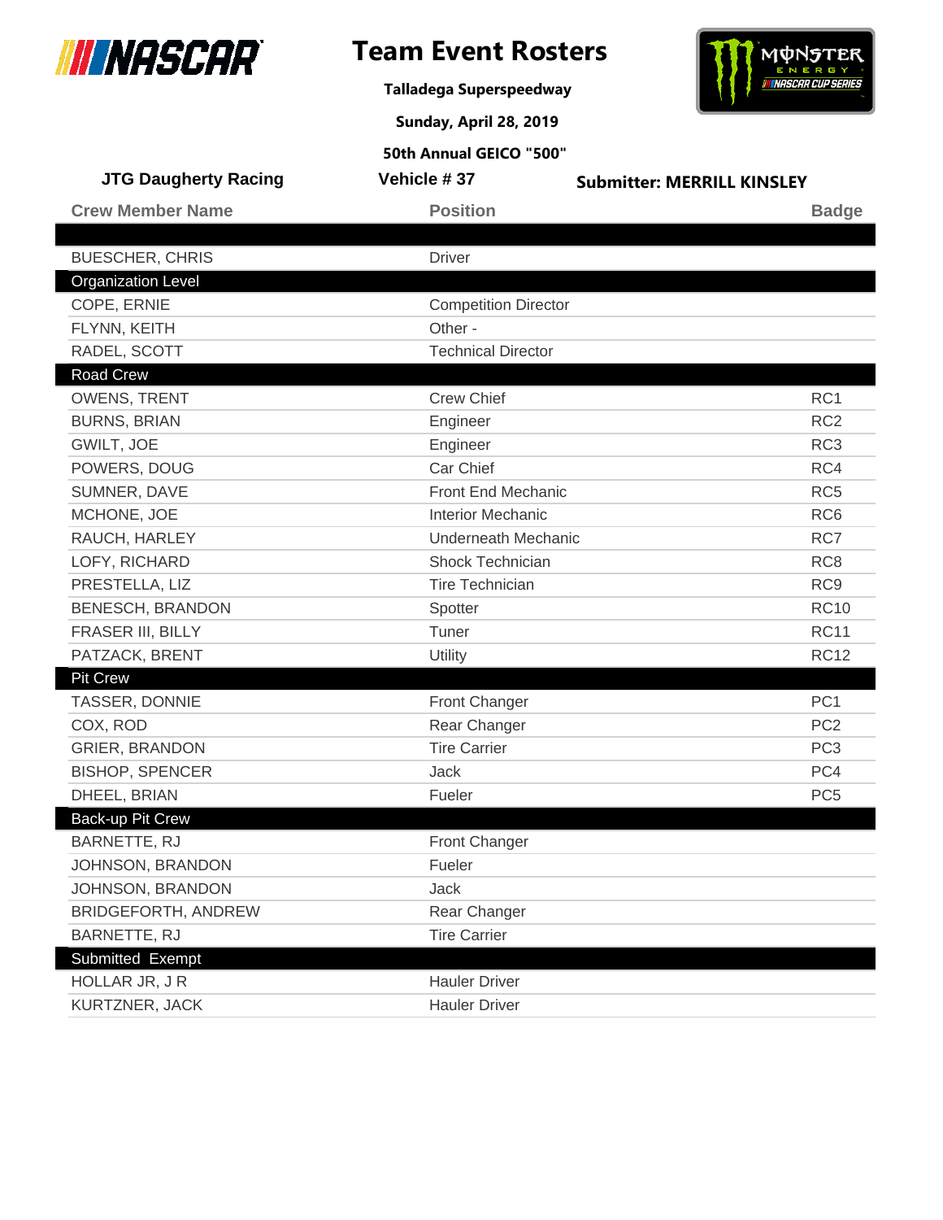# Team Event Rosters

**Talladega Superspeedway**

**Sunday, April 28, 2019**

**50th Annual GEICO "500"**

**JTG Daugherty Racing** | **Vehicle # 37** | **Submitter: MERRILL KINSLEY**

| Crew Member Name | Position | Badge |
|---|---|---|
| | | |
| BUESCHER, CHRIS | Driver | |
| **Organization Level** | | |
| COPE, ERNIE | Competition Director | |
| FLYNN, KEITH | Other - | |
| RADEL, SCOTT | Technical Director | |
| **Road Crew** | | |
| OWENS, TRENT | Crew Chief | RC1 |
| BURNS, BRIAN | Engineer | RC2 |
| GWILT, JOE | Engineer | RC3 |
| POWERS, DOUG | Car Chief | RC4 |
| SUMNER, DAVE | Front End Mechanic | RC5 |
| MCHONE, JOE | Interior Mechanic | RC6 |
| RAUCH, HARLEY | Underneath Mechanic | RC7 |
| LOFY, RICHARD | Shock Technician | RC8 |
| PRESTELLA, LIZ | Tire Technician | RC9 |
| BENESCH, BRANDON | Spotter | RC10 |
| FRASER III, BILLY | Tuner | RC11 |
| PATZACK, BRENT | Utility | RC12 |
| **Pit Crew** | | |
| TASSER, DONNIE | Front Changer | PC1 |
| COX, ROD | Rear Changer | PC2 |
| GRIER, BRANDON | Tire Carrier | PC3 |
| BISHOP, SPENCER | Jack | PC4 |
| DHEEL, BRIAN | Fueler | PC5 |
| **Back-up Pit Crew** | | |
| BARNETTE, RJ | Front Changer | |
| JOHNSON, BRANDON | Fueler | |
| JOHNSON, BRANDON | Jack | |
| BRIDGEFORTH, ANDREW | Rear Changer | |
| BARNETTE, RJ | Tire Carrier | |
| **Submitted Exempt** | | |
| HOLLAR JR, J R | Hauler Driver | |
| KURTZNER, JACK | Hauler Driver | |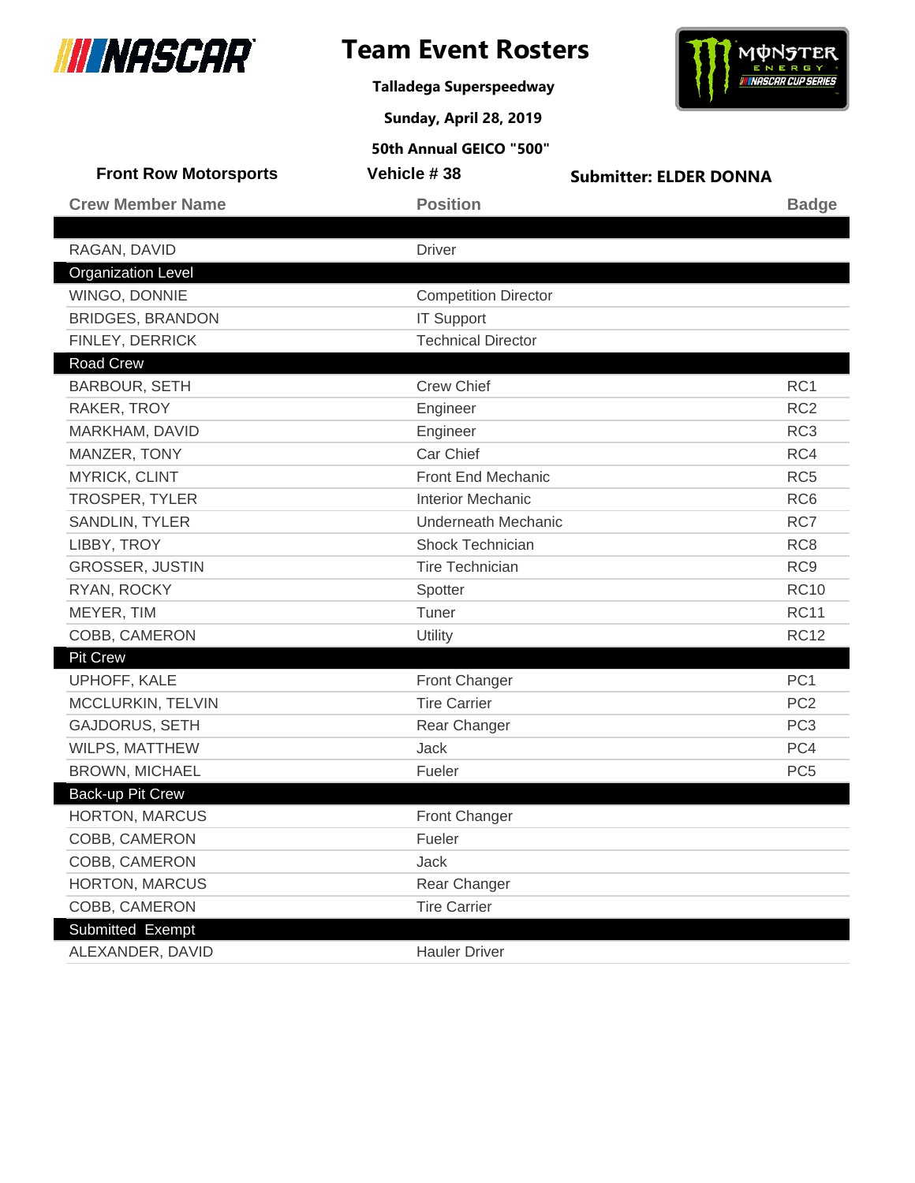# Team Event Rosters

**Talladega Superspeedway**

**Sunday, April 28, 2019**

**50th Annual GEICO "500"**

**Front Row Motorsports** | **Vehicle # 38** | **Submitter: ELDER DONNA**

| Crew Member Name | Position | Badge |
|---|---|---|
| RAGAN, DAVID | Driver | |
| **Organization Level** | | |
| WINGO, DONNIE | Competition Director | |
| BRIDGES, BRANDON | IT Support | |
| FINLEY, DERRICK | Technical Director | |
| **Road Crew** | | |
| BARBOUR, SETH | Crew Chief | RC1 |
| RAKER, TROY | Engineer | RC2 |
| MARKHAM, DAVID | Engineer | RC3 |
| MANZER, TONY | Car Chief | RC4 |
| MYRICK, CLINT | Front End Mechanic | RC5 |
| TROSPER, TYLER | Interior Mechanic | RC6 |
| SANDLIN, TYLER | Underneath Mechanic | RC7 |
| LIBBY, TROY | Shock Technician | RC8 |
| GROSSER, JUSTIN | Tire Technician | RC9 |
| RYAN, ROCKY | Spotter | RC10 |
| MEYER, TIM | Tuner | RC11 |
| COBB, CAMERON | Utility | RC12 |
| **Pit Crew** | | |
| UPHOFF, KALE | Front Changer | PC1 |
| MCCLURKIN, TELVIN | Tire Carrier | PC2 |
| GAJDORUS, SETH | Rear Changer | PC3 |
| WILPS, MATTHEW | Jack | PC4 |
| BROWN, MICHAEL | Fueler | PC5 |
| **Back-up Pit Crew** | | |
| HORTON, MARCUS | Front Changer | |
| COBB, CAMERON | Fueler | |
| COBB, CAMERON | Jack | |
| HORTON, MARCUS | Rear Changer | |
| COBB, CAMERON | Tire Carrier | |
| **Submitted Exempt** | | |
| ALEXANDER, DAVID | Hauler Driver | |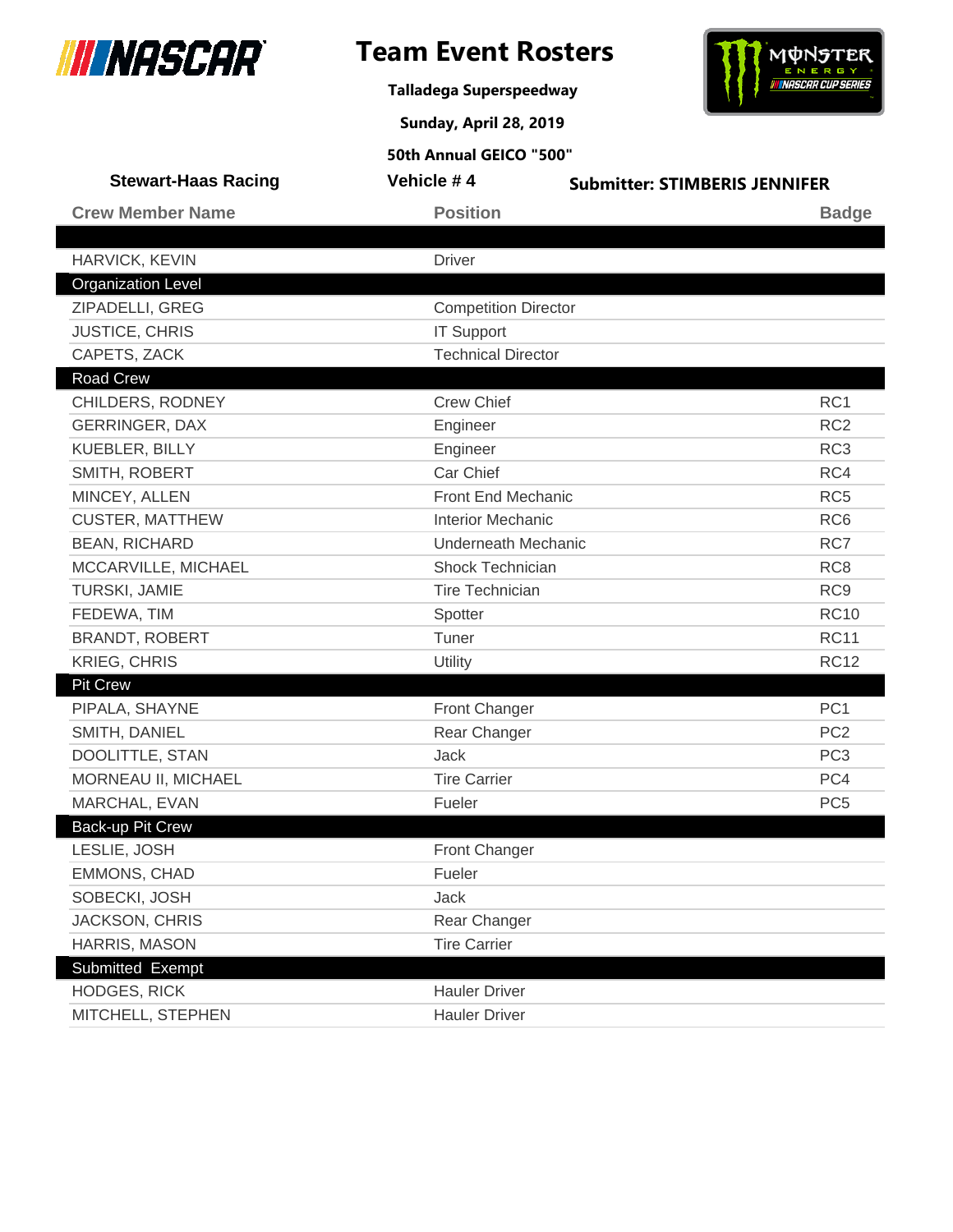# Team Event Rosters

**Talladega Superspeedway**

**Sunday, April 28, 2019**

**50th Annual GEICO "500"**

**Stewart-Haas Racing** | **Vehicle # 4** | **Submitter: STIMBERIS JENNIFER**

| Crew Member Name | Position | Badge |
|---|---|---|
| HARVICK, KEVIN | Driver | |
| **Organization Level** | | |
| ZIPADELLI, GREG | Competition Director | |
| JUSTICE, CHRIS | IT Support | |
| CAPETS, ZACK | Technical Director | |
| **Road Crew** | | |
| CHILDERS, RODNEY | Crew Chief | RC1 |
| GERRINGER, DAX | Engineer | RC2 |
| KUEBLER, BILLY | Engineer | RC3 |
| SMITH, ROBERT | Car Chief | RC4 |
| MINCEY, ALLEN | Front End Mechanic | RC5 |
| CUSTER, MATTHEW | Interior Mechanic | RC6 |
| BEAN, RICHARD | Underneath Mechanic | RC7 |
| MCCARVILLE, MICHAEL | Shock Technician | RC8 |
| TURSKI, JAMIE | Tire Technician | RC9 |
| FEDEWA, TIM | Spotter | RC10 |
| BRANDT, ROBERT | Tuner | RC11 |
| KRIEG, CHRIS | Utility | RC12 |
| **Pit Crew** | | |
| PIPALA, SHAYNE | Front Changer | PC1 |
| SMITH, DANIEL | Rear Changer | PC2 |
| DOOLITTLE, STAN | Jack | PC3 |
| MORNEAU II, MICHAEL | Tire Carrier | PC4 |
| MARCHAL, EVAN | Fueler | PC5 |
| **Back-up Pit Crew** | | |
| LESLIE, JOSH | Front Changer | |
| EMMONS, CHAD | Fueler | |
| SOBECKI, JOSH | Jack | |
| JACKSON, CHRIS | Rear Changer | |
| HARRIS, MASON | Tire Carrier | |
| **Submitted Exempt** | | |
| HODGES, RICK | Hauler Driver | |
| MITCHELL, STEPHEN | Hauler Driver | |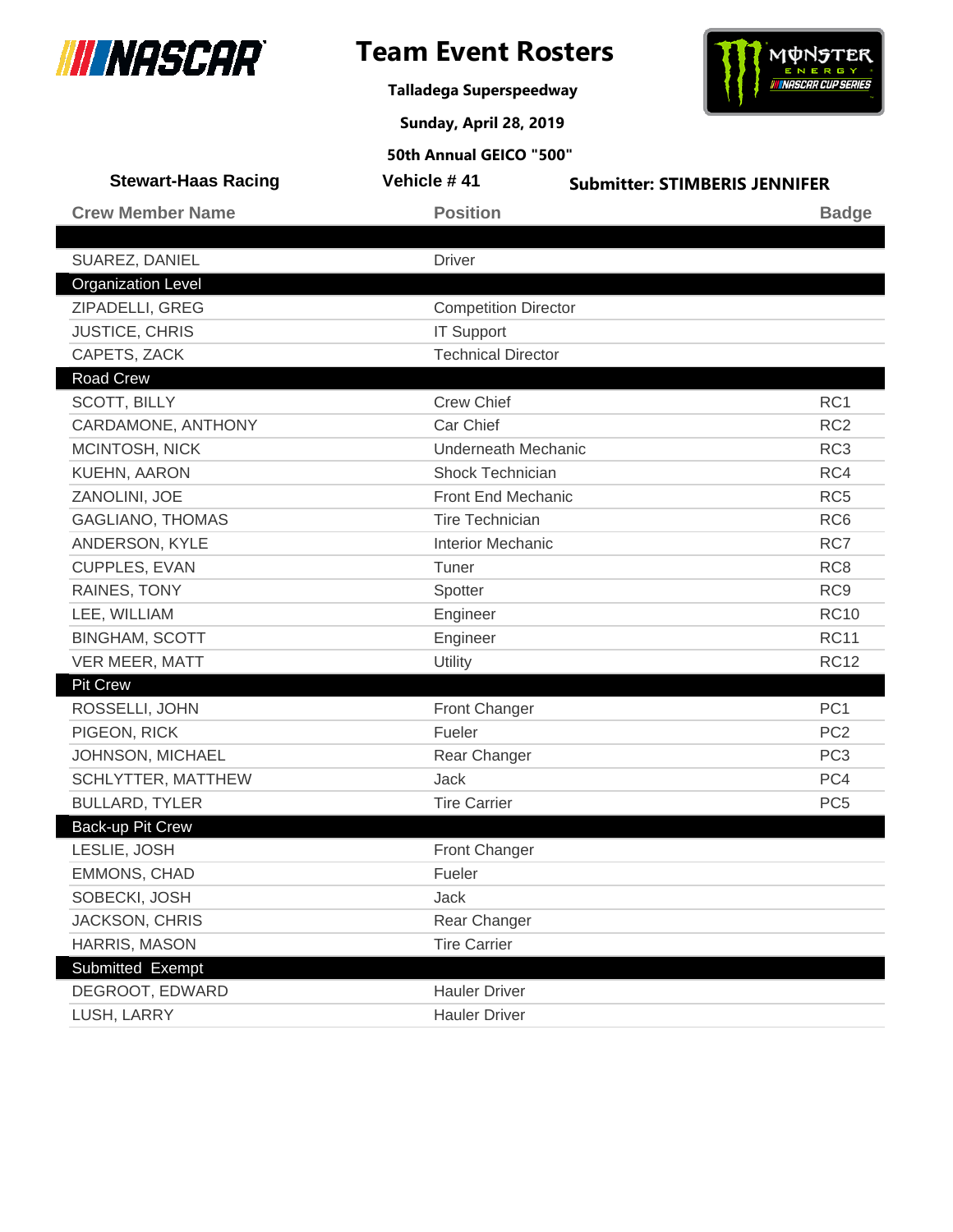# Team Event Rosters

**Talladega Superspeedway**

**Sunday, April 28, 2019**

**50th Annual GEICO "500"**

**Stewart-Haas Racing** | **Vehicle # 41** | **Submitter: STIMBERIS JENNIFER**

| Crew Member Name | Position | Badge |
|---|---|---|
| SUAREZ, DANIEL | Driver | |
| **Organization Level** | | |
| ZIPADELLI, GREG | Competition Director | |
| JUSTICE, CHRIS | IT Support | |
| CAPETS, ZACK | Technical Director | |
| **Road Crew** | | |
| SCOTT, BILLY | Crew Chief | RC1 |
| CARDAMONE, ANTHONY | Car Chief | RC2 |
| MCINTOSH, NICK | Underneath Mechanic | RC3 |
| KUEHN, AARON | Shock Technician | RC4 |
| ZANOLINI, JOE | Front End Mechanic | RC5 |
| GAGLIANO, THOMAS | Tire Technician | RC6 |
| ANDERSON, KYLE | Interior Mechanic | RC7 |
| CUPPLES, EVAN | Tuner | RC8 |
| RAINES, TONY | Spotter | RC9 |
| LEE, WILLIAM | Engineer | RC10 |
| BINGHAM, SCOTT | Engineer | RC11 |
| VER MEER, MATT | Utility | RC12 |
| **Pit Crew** | | |
| ROSSELLI, JOHN | Front Changer | PC1 |
| PIGEON, RICK | Fueler | PC2 |
| JOHNSON, MICHAEL | Rear Changer | PC3 |
| SCHLYTTER, MATTHEW | Jack | PC4 |
| BULLARD, TYLER | Tire Carrier | PC5 |
| **Back-up Pit Crew** | | |
| LESLIE, JOSH | Front Changer | |
| EMMONS, CHAD | Fueler | |
| SOBECKI, JOSH | Jack | |
| JACKSON, CHRIS | Rear Changer | |
| HARRIS, MASON | Tire Carrier | |
| **Submitted Exempt** | | |
| DEGROOT, EDWARD | Hauler Driver | |
| LUSH, LARRY | Hauler Driver | |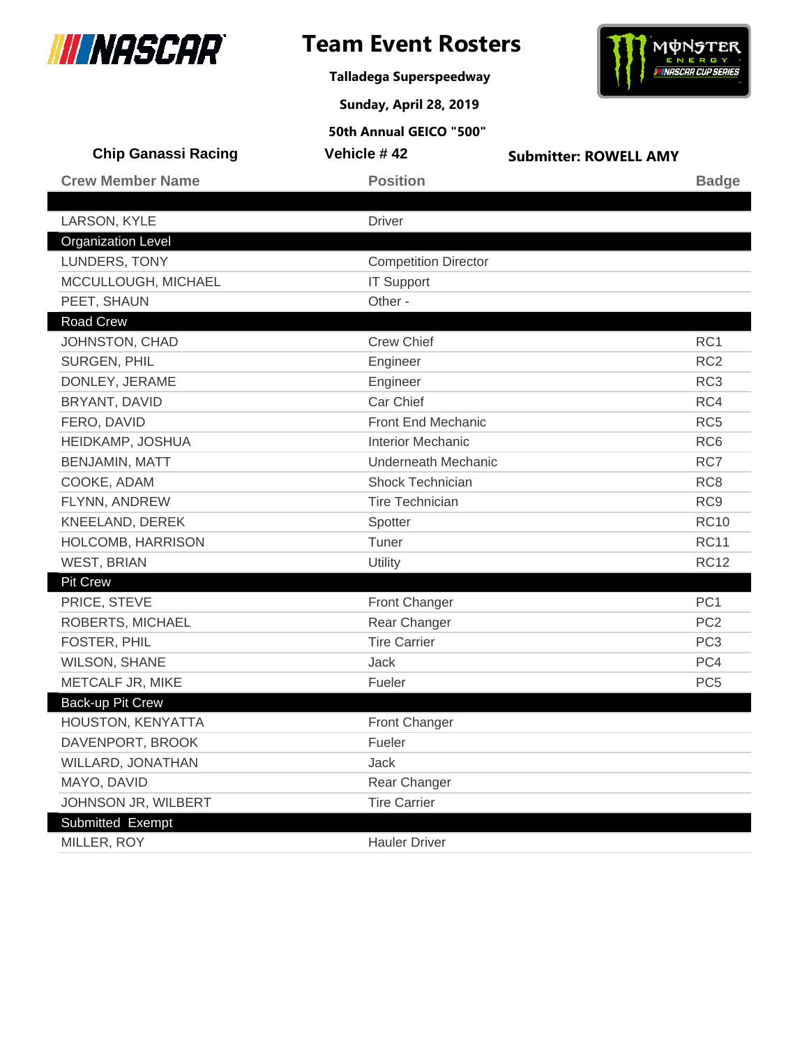# Team Event Rosters

**Talladega Superspeedway**

**Sunday, April 28, 2019**

**50th Annual GEICO "500"**

**Chip Ganassi Racing** | **Vehicle # 42** | **Submitter: ROWELL AMY**

| Crew Member Name | Position | Badge |
|---|---|---|
| | | |
| LARSON, KYLE | Driver | |
| **Organization Level** | | |
| LUNDERS, TONY | Competition Director | |
| MCCULLOUGH, MICHAEL | IT Support | |
| PEET, SHAUN | Other - | |
| **Road Crew** | | |
| JOHNSTON, CHAD | Crew Chief | RC1 |
| SURGEN, PHIL | Engineer | RC2 |
| DONLEY, JERAME | Engineer | RC3 |
| BRYANT, DAVID | Car Chief | RC4 |
| FERO, DAVID | Front End Mechanic | RC5 |
| HEIDKAMP, JOSHUA | Interior Mechanic | RC6 |
| BENJAMIN, MATT | Underneath Mechanic | RC7 |
| COOKE, ADAM | Shock Technician | RC8 |
| FLYNN, ANDREW | Tire Technician | RC9 |
| KNEELAND, DEREK | Spotter | RC10 |
| HOLCOMB, HARRISON | Tuner | RC11 |
| WEST, BRIAN | Utility | RC12 |
| **Pit Crew** | | |
| PRICE, STEVE | Front Changer | PC1 |
| ROBERTS, MICHAEL | Rear Changer | PC2 |
| FOSTER, PHIL | Tire Carrier | PC3 |
| WILSON, SHANE | Jack | PC4 |
| METCALF JR, MIKE | Fueler | PC5 |
| **Back-up Pit Crew** | | |
| HOUSTON, KENYATTA | Front Changer | |
| DAVENPORT, BROOK | Fueler | |
| WILLARD, JONATHAN | Jack | |
| MAYO, DAVID | Rear Changer | |
| JOHNSON JR, WILBERT | Tire Carrier | |
| **Submitted Exempt** | | |
| MILLER, ROY | Hauler Driver | |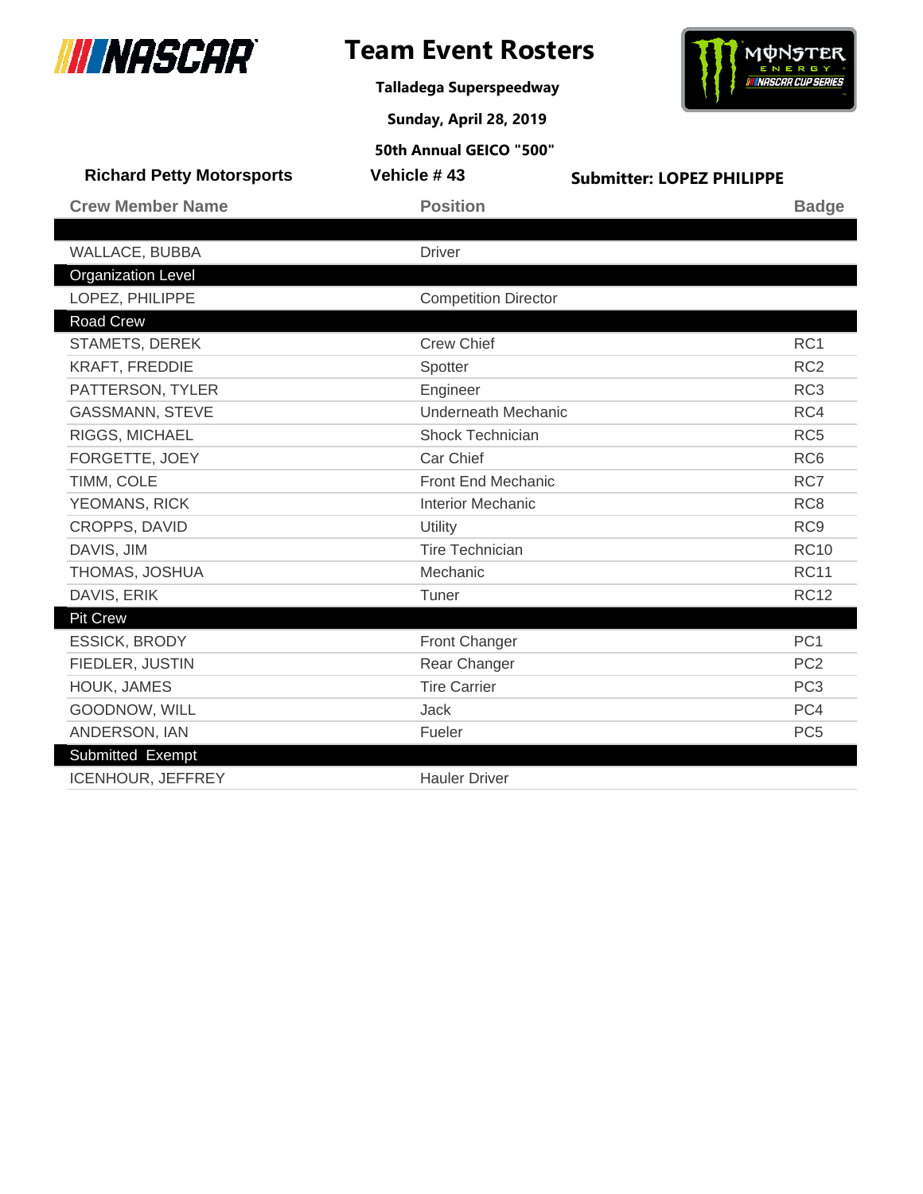# Team Event Rosters

**Talladega Superspeedway**

**Sunday, April 28, 2019**

**50th Annual GEICO "500"**

**Richard Petty Motorsports** | **Vehicle # 43** | **Submitter: LOPEZ PHILIPPE**

| Crew Member Name | Position | Badge |
|---|---|---|
| | | |
| WALLACE, BUBBA | Driver | |
| **Organization Level** | | |
| LOPEZ, PHILIPPE | Competition Director | |
| **Road Crew** | | |
| STAMETS, DEREK | Crew Chief | RC1 |
| KRAFT, FREDDIE | Spotter | RC2 |
| PATTERSON, TYLER | Engineer | RC3 |
| GASSMANN, STEVE | Underneath Mechanic | RC4 |
| RIGGS, MICHAEL | Shock Technician | RC5 |
| FORGETTE, JOEY | Car Chief | RC6 |
| TIMM, COLE | Front End Mechanic | RC7 |
| YEOMANS, RICK | Interior Mechanic | RC8 |
| CROPPS, DAVID | Utility | RC9 |
| DAVIS, JIM | Tire Technician | RC10 |
| THOMAS, JOSHUA | Mechanic | RC11 |
| DAVIS, ERIK | Tuner | RC12 |
| **Pit Crew** | | |
| ESSICK, BRODY | Front Changer | PC1 |
| FIEDLER, JUSTIN | Rear Changer | PC2 |
| HOUK, JAMES | Tire Carrier | PC3 |
| GOODNOW, WILL | Jack | PC4 |
| ANDERSON, IAN | Fueler | PC5 |
| **Submitted Exempt** | | |
| ICENHOUR, JEFFREY | Hauler Driver | |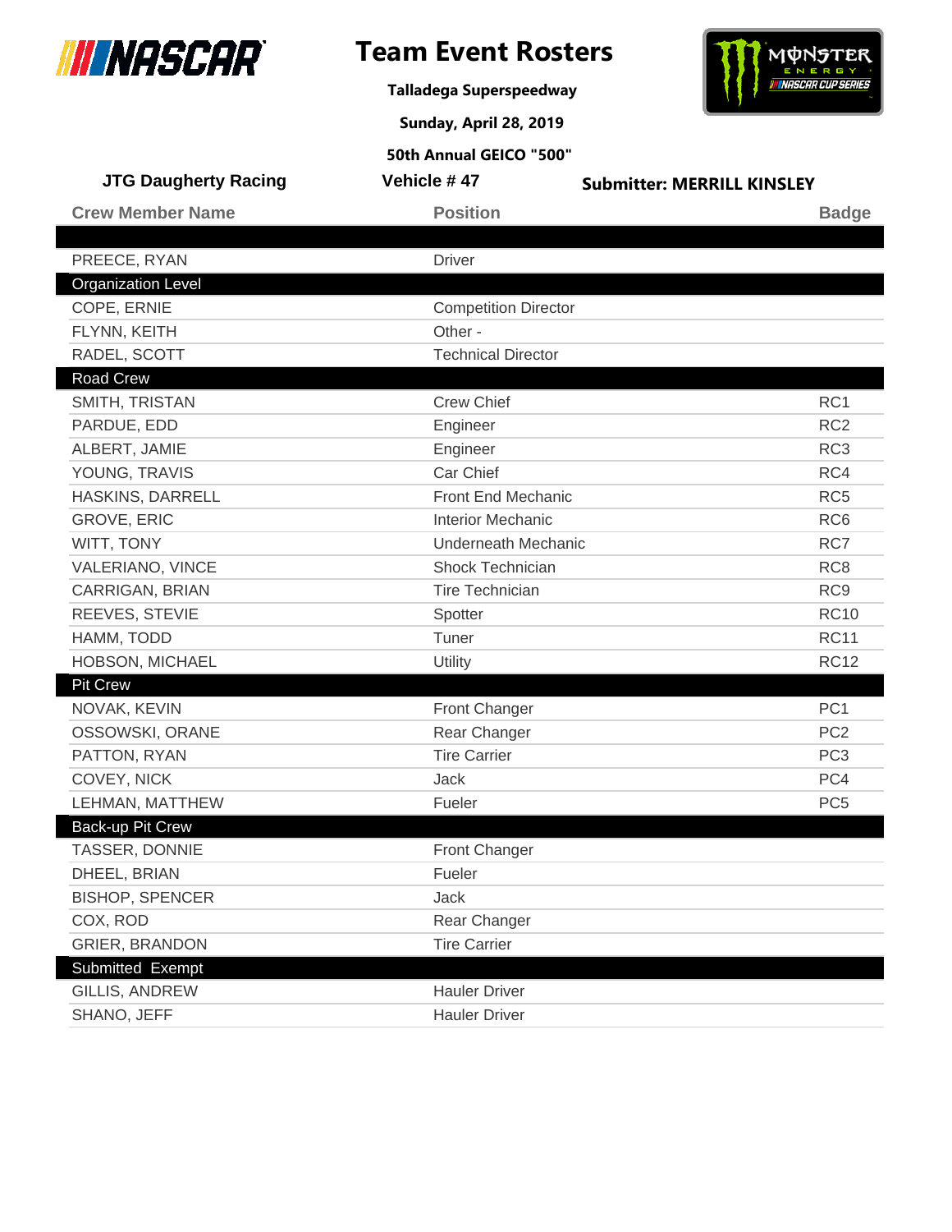# Team Event Rosters

**Talladega Superspeedway**

**Sunday, April 28, 2019**

**50th Annual GEICO "500"**

**JTG Daugherty Racing** | **Vehicle # 47** | **Submitter: MERRILL KINSLEY**

| Crew Member Name | Position | Badge |
|---|---|---|
| | | |
| PREECE, RYAN | Driver | |
| **Organization Level** | | |
| COPE, ERNIE | Competition Director | |
| FLYNN, KEITH | Other - | |
| RADEL, SCOTT | Technical Director | |
| **Road Crew** | | |
| SMITH, TRISTAN | Crew Chief | RC1 |
| PARDUE, EDD | Engineer | RC2 |
| ALBERT, JAMIE | Engineer | RC3 |
| YOUNG, TRAVIS | Car Chief | RC4 |
| HASKINS, DARRELL | Front End Mechanic | RC5 |
| GROVE, ERIC | Interior Mechanic | RC6 |
| WITT, TONY | Underneath Mechanic | RC7 |
| VALERIANO, VINCE | Shock Technician | RC8 |
| CARRIGAN, BRIAN | Tire Technician | RC9 |
| REEVES, STEVIE | Spotter | RC10 |
| HAMM, TODD | Tuner | RC11 |
| HOBSON, MICHAEL | Utility | RC12 |
| **Pit Crew** | | |
| NOVAK, KEVIN | Front Changer | PC1 |
| OSSOWSKI, ORANE | Rear Changer | PC2 |
| PATTON, RYAN | Tire Carrier | PC3 |
| COVEY, NICK | Jack | PC4 |
| LEHMAN, MATTHEW | Fueler | PC5 |
| **Back-up Pit Crew** | | |
| TASSER, DONNIE | Front Changer | |
| DHEEL, BRIAN | Fueler | |
| BISHOP, SPENCER | Jack | |
| COX, ROD | Rear Changer | |
| GRIER, BRANDON | Tire Carrier | |
| **Submitted Exempt** | | |
| GILLIS, ANDREW | Hauler Driver | |
| SHANO, JEFF | Hauler Driver | |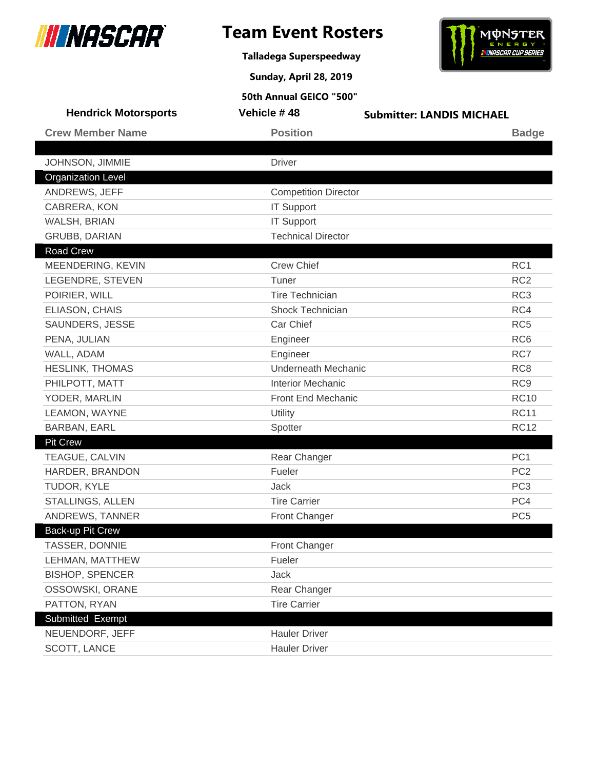# Team Event Rosters

**Talladega Superspeedway**

**Sunday, April 28, 2019**

**50th Annual GEICO "500"**

**Hendrick Motorsports** | **Vehicle # 48** | **Submitter: LANDIS MICHAEL**

| Crew Member Name | Position | Badge |
|---|---|---|
| | | |
| JOHNSON, JIMMIE | Driver | |
| **Organization Level** | | |
| ANDREWS, JEFF | Competition Director | |
| CABRERA, KON | IT Support | |
| WALSH, BRIAN | IT Support | |
| GRUBB, DARIAN | Technical Director | |
| **Road Crew** | | |
| MEENDERING, KEVIN | Crew Chief | RC1 |
| LEGENDRE, STEVEN | Tuner | RC2 |
| POIRIER, WILL | Tire Technician | RC3 |
| ELIASON, CHAIS | Shock Technician | RC4 |
| SAUNDERS, JESSE | Car Chief | RC5 |
| PENA, JULIAN | Engineer | RC6 |
| WALL, ADAM | Engineer | RC7 |
| HESLINK, THOMAS | Underneath Mechanic | RC8 |
| PHILPOTT, MATT | Interior Mechanic | RC9 |
| YODER, MARLIN | Front End Mechanic | RC10 |
| LEAMON, WAYNE | Utility | RC11 |
| BARBAN, EARL | Spotter | RC12 |
| **Pit Crew** | | |
| TEAGUE, CALVIN | Rear Changer | PC1 |
| HARDER, BRANDON | Fueler | PC2 |
| TUDOR, KYLE | Jack | PC3 |
| STALLINGS, ALLEN | Tire Carrier | PC4 |
| ANDREWS, TANNER | Front Changer | PC5 |
| **Back-up Pit Crew** | | |
| TASSER, DONNIE | Front Changer | |
| LEHMAN, MATTHEW | Fueler | |
| BISHOP, SPENCER | Jack | |
| OSSOWSKI, ORANE | Rear Changer | |
| PATTON, RYAN | Tire Carrier | |
| **Submitted Exempt** | | |
| NEUENDORF, JEFF | Hauler Driver | |
| SCOTT, LANCE | Hauler Driver | |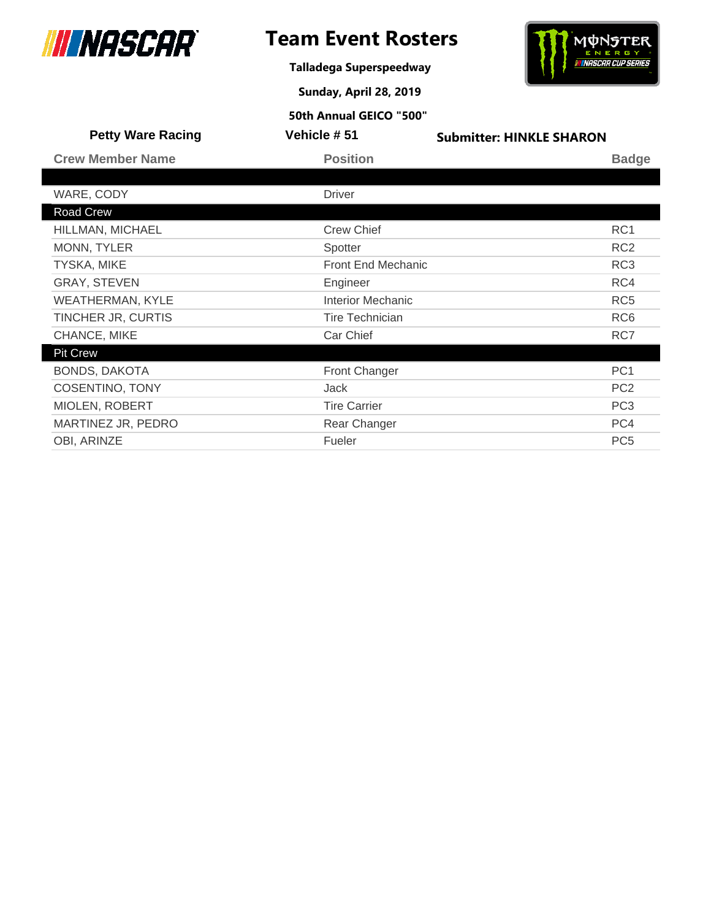# Team Event Rosters

**Talladega Superspeedway**

**Sunday, April 28, 2019**

**50th Annual GEICO "500"**

**Petty Ware Racing** | **Vehicle # 51** | **Submitter: HINKLE SHARON**

| Crew Member Name | Position | Badge |
|---|---|---|
| | | |
| WARE, CODY | Driver | |
| **Road Crew** | | |
| HILLMAN, MICHAEL | Crew Chief | RC1 |
| MONN, TYLER | Spotter | RC2 |
| TYSKA, MIKE | Front End Mechanic | RC3 |
| GRAY, STEVEN | Engineer | RC4 |
| WEATHERMAN, KYLE | Interior Mechanic | RC5 |
| TINCHER JR, CURTIS | Tire Technician | RC6 |
| CHANCE, MIKE | Car Chief | RC7 |
| **Pit Crew** | | |
| BONDS, DAKOTA | Front Changer | PC1 |
| COSENTINO, TONY | Jack | PC2 |
| MIOLEN, ROBERT | Tire Carrier | PC3 |
| MARTINEZ JR, PEDRO | Rear Changer | PC4 |
| OBI, ARINZE | Fueler | PC5 |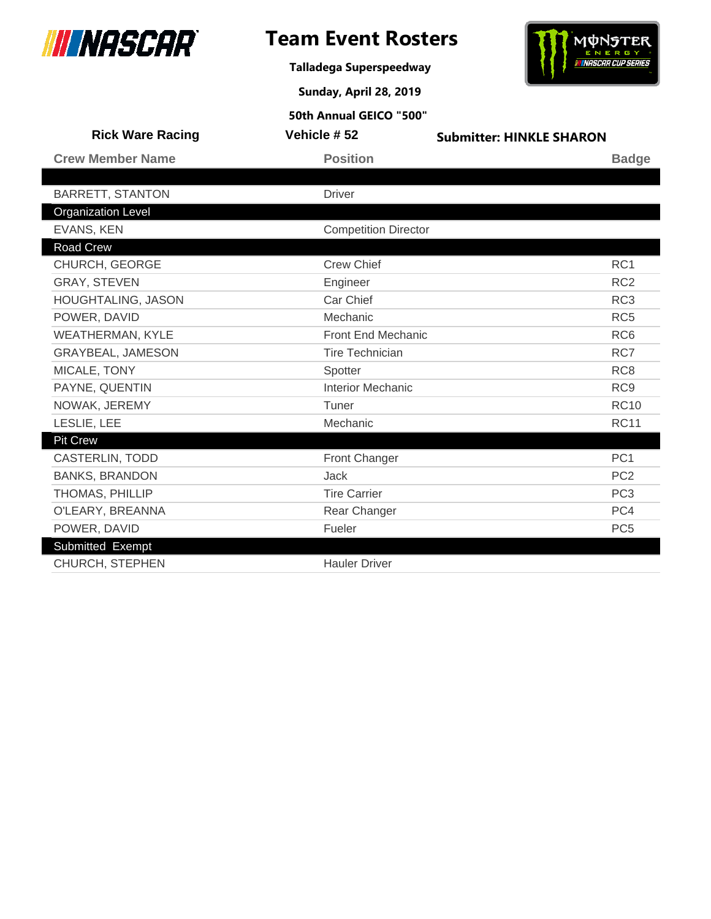# Team Event Rosters

**Talladega Superspeedway**

**Sunday, April 28, 2019**

**50th Annual GEICO "500"**

**Rick Ware Racing** | **Vehicle # 52** | **Submitter: HINKLE SHARON**

| Crew Member Name | Position | Badge |
|---|---|---|
| BARRETT, STANTON | Driver | |
| **Organization Level** | | |
| EVANS, KEN | Competition Director | |
| **Road Crew** | | |
| CHURCH, GEORGE | Crew Chief | RC1 |
| GRAY, STEVEN | Engineer | RC2 |
| HOUGHTALING, JASON | Car Chief | RC3 |
| POWER, DAVID | Mechanic | RC5 |
| WEATHERMAN, KYLE | Front End Mechanic | RC6 |
| GRAYBEAL, JAMESON | Tire Technician | RC7 |
| MICALE, TONY | Spotter | RC8 |
| PAYNE, QUENTIN | Interior Mechanic | RC9 |
| NOWAK, JEREMY | Tuner | RC10 |
| LESLIE, LEE | Mechanic | RC11 |
| **Pit Crew** | | |
| CASTERLIN, TODD | Front Changer | PC1 |
| BANKS, BRANDON | Jack | PC2 |
| THOMAS, PHILLIP | Tire Carrier | PC3 |
| O'LEARY, BREANNA | Rear Changer | PC4 |
| POWER, DAVID | Fueler | PC5 |
| **Submitted Exempt** | | |
| CHURCH, STEPHEN | Hauler Driver | |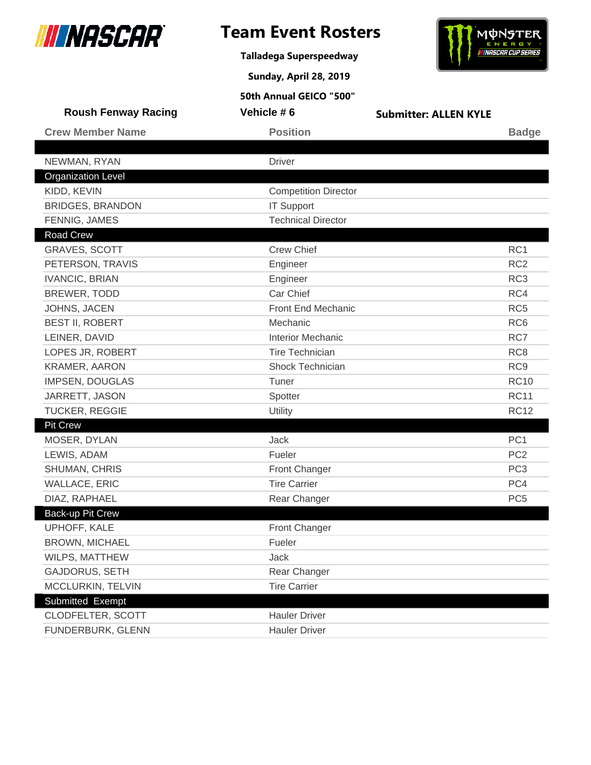# Team Event Rosters

**Talladega Superspeedway**

**Sunday, April 28, 2019**

**50th Annual GEICO "500"**

**Roush Fenway Racing** | **Vehicle # 6** | **Submitter: ALLEN KYLE**

| Crew Member Name | Position | Badge |
|---|---|---|
| NEWMAN, RYAN | Driver | |
| **Organization Level** | | |
| KIDD, KEVIN | Competition Director | |
| BRIDGES, BRANDON | IT Support | |
| FENNIG, JAMES | Technical Director | |
| **Road Crew** | | |
| GRAVES, SCOTT | Crew Chief | RC1 |
| PETERSON, TRAVIS | Engineer | RC2 |
| IVANCIC, BRIAN | Engineer | RC3 |
| BREWER, TODD | Car Chief | RC4 |
| JOHNS, JACEN | Front End Mechanic | RC5 |
| BEST II, ROBERT | Mechanic | RC6 |
| LEINER, DAVID | Interior Mechanic | RC7 |
| LOPES JR, ROBERT | Tire Technician | RC8 |
| KRAMER, AARON | Shock Technician | RC9 |
| IMPSEN, DOUGLAS | Tuner | RC10 |
| JARRETT, JASON | Spotter | RC11 |
| TUCKER, REGGIE | Utility | RC12 |
| **Pit Crew** | | |
| MOSER, DYLAN | Jack | PC1 |
| LEWIS, ADAM | Fueler | PC2 |
| SHUMAN, CHRIS | Front Changer | PC3 |
| WALLACE, ERIC | Tire Carrier | PC4 |
| DIAZ, RAPHAEL | Rear Changer | PC5 |
| **Back-up Pit Crew** | | |
| UPHOFF, KALE | Front Changer | |
| BROWN, MICHAEL | Fueler | |
| WILPS, MATTHEW | Jack | |
| GAJDORUS, SETH | Rear Changer | |
| MCCLURKIN, TELVIN | Tire Carrier | |
| **Submitted Exempt** | | |
| CLODFELTER, SCOTT | Hauler Driver | |
| FUNDERBURK, GLENN | Hauler Driver | |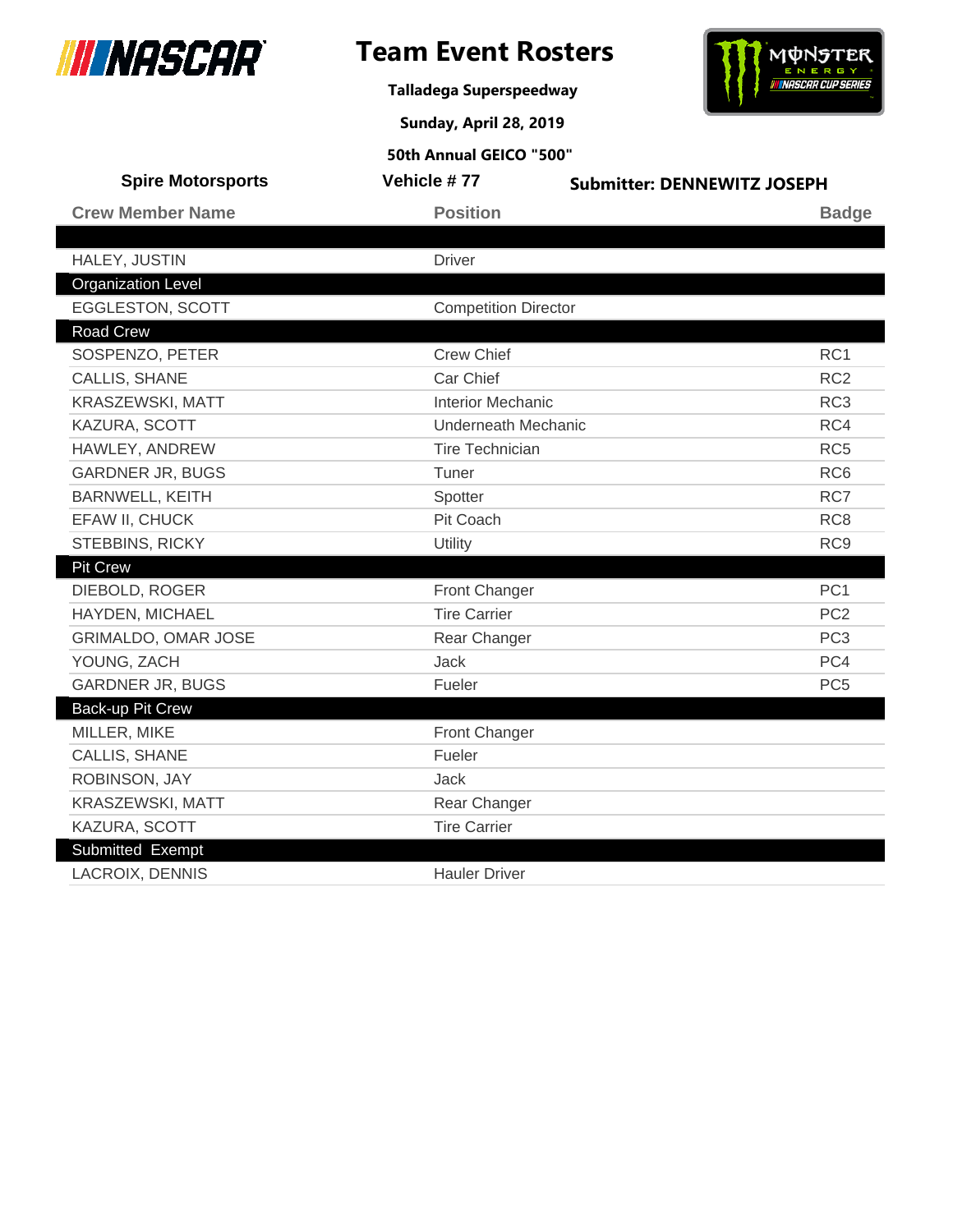# Team Event Rosters

**Talladega Superspeedway**

**Sunday, April 28, 2019**

**50th Annual GEICO "500"**

**Spire Motorsports** | **Vehicle # 77** | **Submitter: DENNEWITZ JOSEPH**

| Crew Member Name | Position | Badge |
|---|---|---|
| HALEY, JUSTIN | Driver | |
| **Organization Level** | | |
| EGGLESTON, SCOTT | Competition Director | |
| **Road Crew** | | |
| SOSPENZO, PETER | Crew Chief | RC1 |
| CALLIS, SHANE | Car Chief | RC2 |
| KRASZEWSKI, MATT | Interior Mechanic | RC3 |
| KAZURA, SCOTT | Underneath Mechanic | RC4 |
| HAWLEY, ANDREW | Tire Technician | RC5 |
| GARDNER JR, BUGS | Tuner | RC6 |
| BARNWELL, KEITH | Spotter | RC7 |
| EFAW II, CHUCK | Pit Coach | RC8 |
| STEBBINS, RICKY | Utility | RC9 |
| **Pit Crew** | | |
| DIEBOLD, ROGER | Front Changer | PC1 |
| HAYDEN, MICHAEL | Tire Carrier | PC2 |
| GRIMALDO, OMAR JOSE | Rear Changer | PC3 |
| YOUNG, ZACH | Jack | PC4 |
| GARDNER JR, BUGS | Fueler | PC5 |
| **Back-up Pit Crew** | | |
| MILLER, MIKE | Front Changer | |
| CALLIS, SHANE | Fueler | |
| ROBINSON, JAY | Jack | |
| KRASZEWSKI, MATT | Rear Changer | |
| KAZURA, SCOTT | Tire Carrier | |
| **Submitted Exempt** | | |
| LACROIX, DENNIS | Hauler Driver | |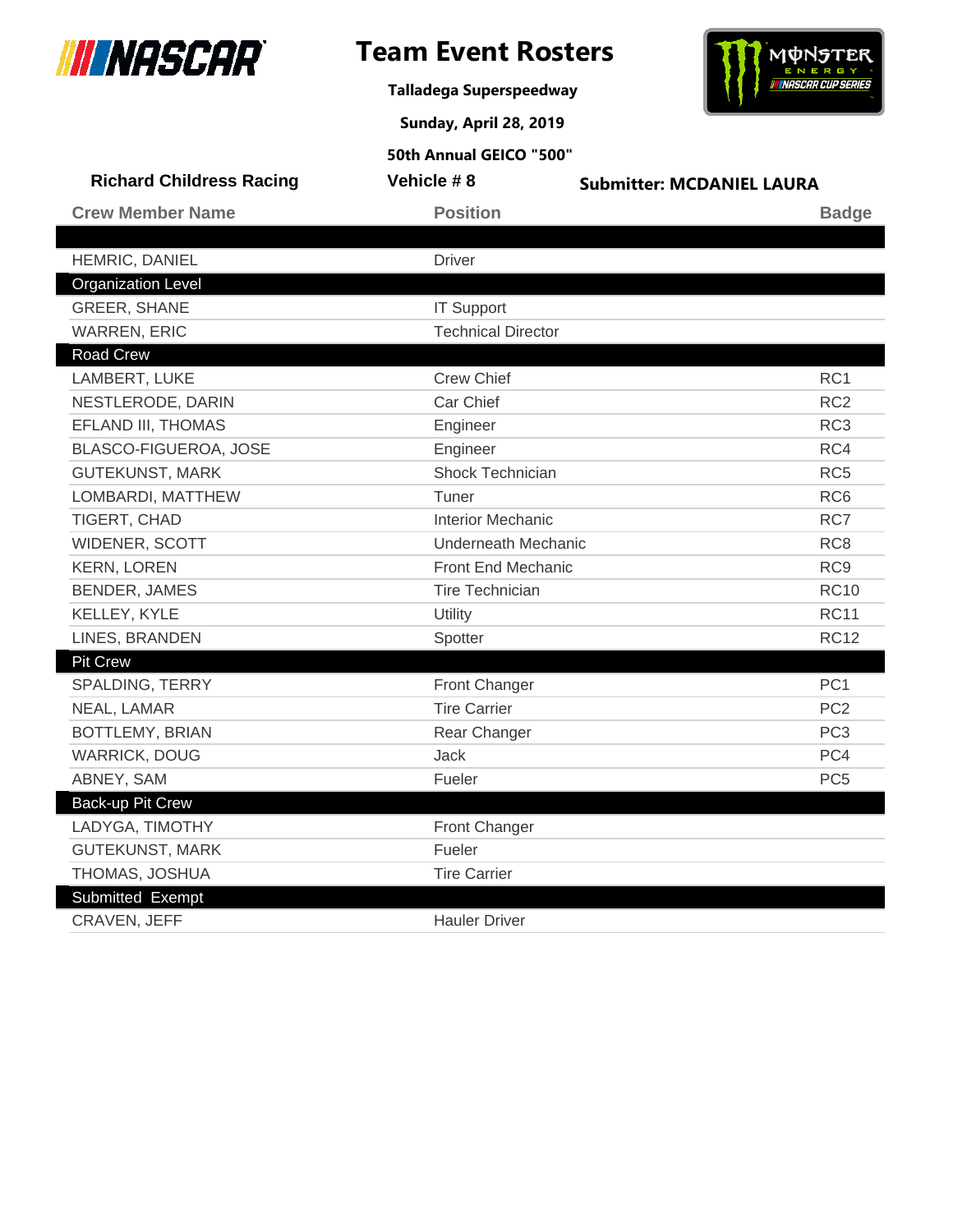# Team Event Rosters

**Talladega Superspeedway**

**Sunday, April 28, 2019**

**50th Annual GEICO "500"**

**Richard Childress Racing** | **Vehicle # 8** | **Submitter: MCDANIEL LAURA**

| Crew Member Name | Position | Badge |
|---|---|---|
| | | |
| HEMRIC, DANIEL | Driver | |
| **Organization Level** | | |
| GREER, SHANE | IT Support | |
| WARREN, ERIC | Technical Director | |
| **Road Crew** | | |
| LAMBERT, LUKE | Crew Chief | RC1 |
| NESTLERODE, DARIN | Car Chief | RC2 |
| EFLAND III, THOMAS | Engineer | RC3 |
| BLASCO-FIGUEROA, JOSE | Engineer | RC4 |
| GUTEKUNST, MARK | Shock Technician | RC5 |
| LOMBARDI, MATTHEW | Tuner | RC6 |
| TIGERT, CHAD | Interior Mechanic | RC7 |
| WIDENER, SCOTT | Underneath Mechanic | RC8 |
| KERN, LOREN | Front End Mechanic | RC9 |
| BENDER, JAMES | Tire Technician | RC10 |
| KELLEY, KYLE | Utility | RC11 |
| LINES, BRANDEN | Spotter | RC12 |
| **Pit Crew** | | |
| SPALDING, TERRY | Front Changer | PC1 |
| NEAL, LAMAR | Tire Carrier | PC2 |
| BOTTLEMY, BRIAN | Rear Changer | PC3 |
| WARRICK, DOUG | Jack | PC4 |
| ABNEY, SAM | Fueler | PC5 |
| **Back-up Pit Crew** | | |
| LADYGA, TIMOTHY | Front Changer | |
| GUTEKUNST, MARK | Fueler | |
| THOMAS, JOSHUA | Tire Carrier | |
| **Submitted Exempt** | | |
| CRAVEN, JEFF | Hauler Driver | |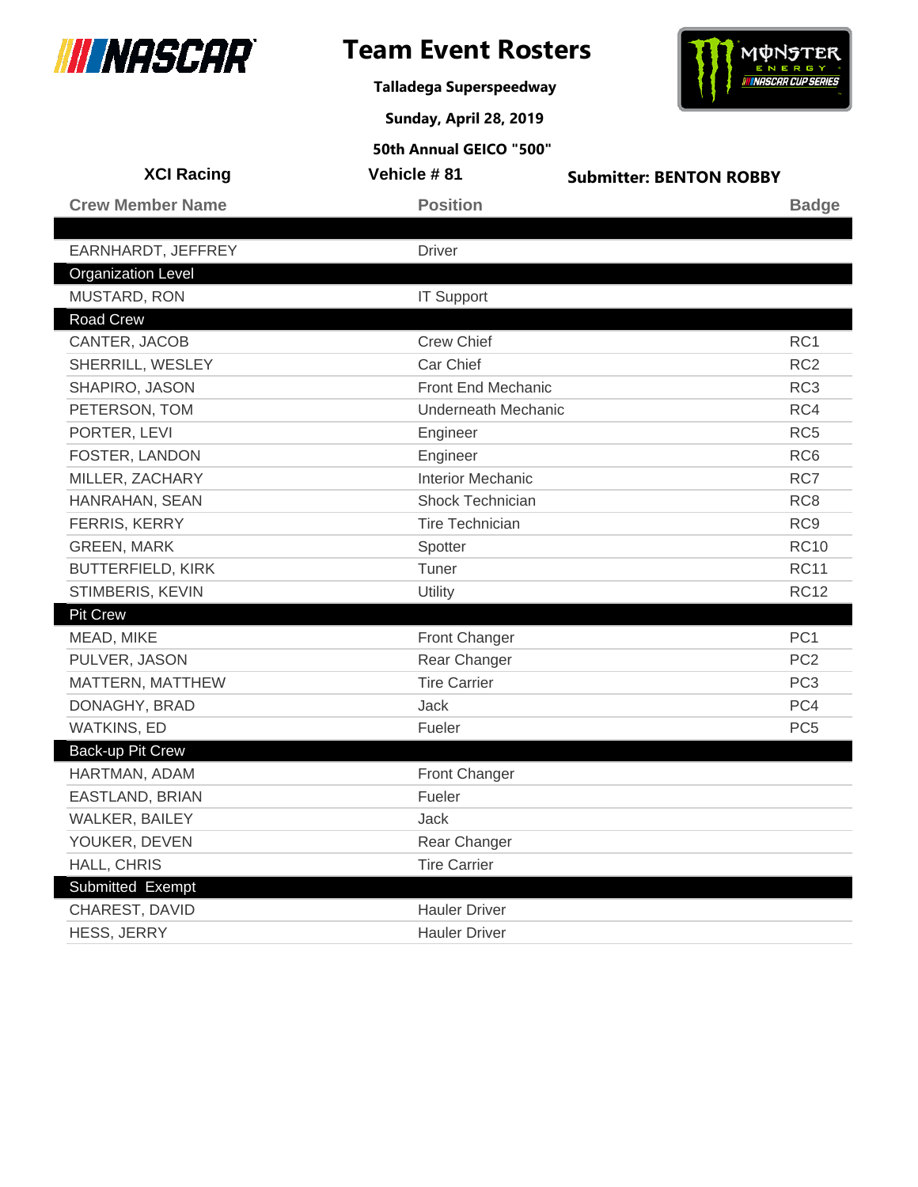# Team Event Rosters

**Talladega Superspeedway**

**Sunday, April 28, 2019**

**50th Annual GEICO "500"**

**XCI Racing** | **Vehicle # 81** | **Submitter: BENTON ROBBY**

| Crew Member Name | Position | Badge |
|---|---|---|
| | | |
| EARNHARDT, JEFFREY | Driver | |
| **Organization Level** | | |
| MUSTARD, RON | IT Support | |
| **Road Crew** | | |
| CANTER, JACOB | Crew Chief | RC1 |
| SHERRILL, WESLEY | Car Chief | RC2 |
| SHAPIRO, JASON | Front End Mechanic | RC3 |
| PETERSON, TOM | Underneath Mechanic | RC4 |
| PORTER, LEVI | Engineer | RC5 |
| FOSTER, LANDON | Engineer | RC6 |
| MILLER, ZACHARY | Interior Mechanic | RC7 |
| HANRAHAN, SEAN | Shock Technician | RC8 |
| FERRIS, KERRY | Tire Technician | RC9 |
| GREEN, MARK | Spotter | RC10 |
| BUTTERFIELD, KIRK | Tuner | RC11 |
| STIMBERIS, KEVIN | Utility | RC12 |
| **Pit Crew** | | |
| MEAD, MIKE | Front Changer | PC1 |
| PULVER, JASON | Rear Changer | PC2 |
| MATTERN, MATTHEW | Tire Carrier | PC3 |
| DONAGHY, BRAD | Jack | PC4 |
| WATKINS, ED | Fueler | PC5 |
| **Back-up Pit Crew** | | |
| HARTMAN, ADAM | Front Changer | |
| EASTLAND, BRIAN | Fueler | |
| WALKER, BAILEY | Jack | |
| YOUKER, DEVEN | Rear Changer | |
| HALL, CHRIS | Tire Carrier | |
| **Submitted Exempt** | | |
| CHAREST, DAVID | Hauler Driver | |
| HESS, JERRY | Hauler Driver | |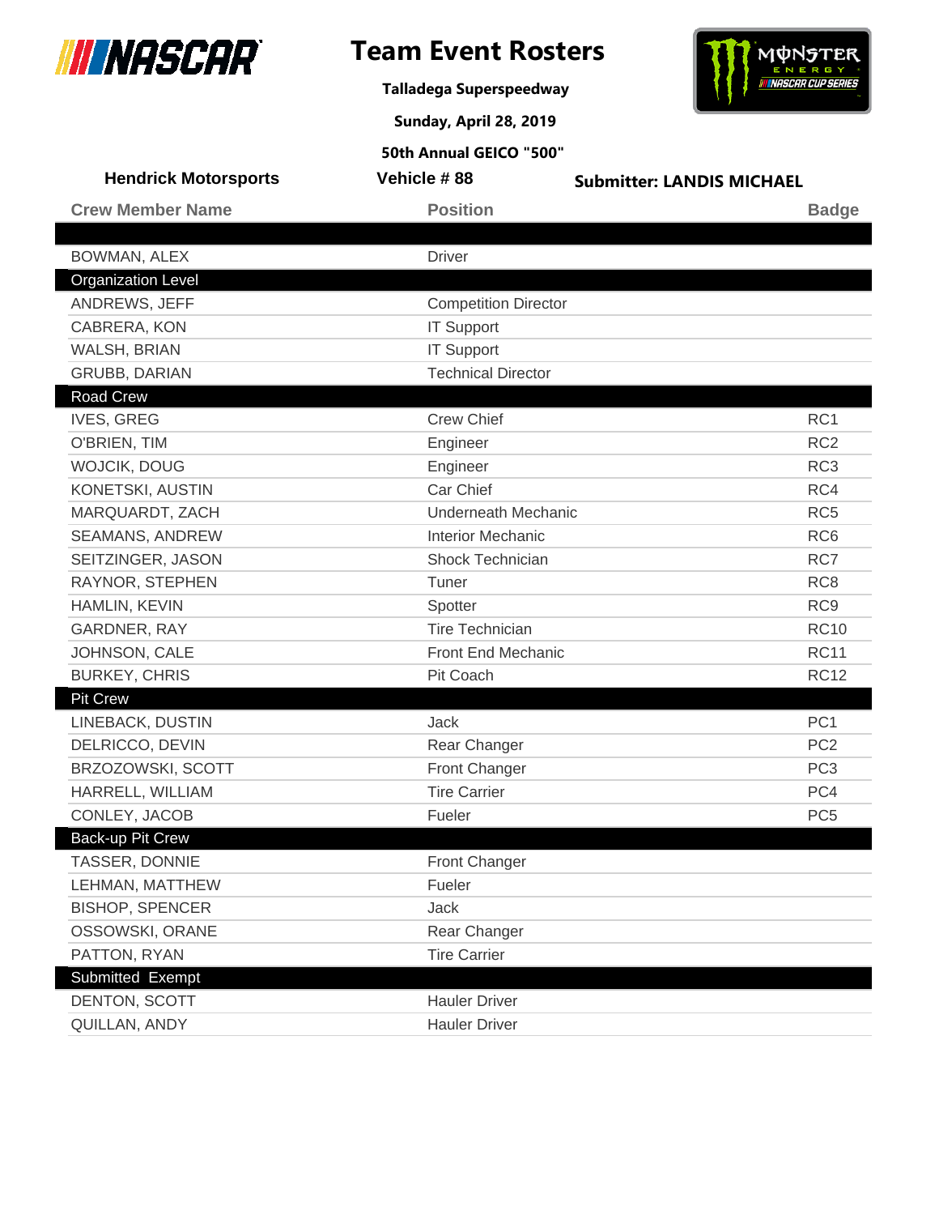# Team Event Rosters

**Talladega Superspeedway**

**Sunday, April 28, 2019**

**50th Annual GEICO "500"**

**Hendrick Motorsports** | **Vehicle # 88** | **Submitter: LANDIS MICHAEL**

| Crew Member Name | Position | Badge |
|---|---|---|
| | | |
| BOWMAN, ALEX | Driver | |
| **Organization Level** | | |
| ANDREWS, JEFF | Competition Director | |
| CABRERA, KON | IT Support | |
| WALSH, BRIAN | IT Support | |
| GRUBB, DARIAN | Technical Director | |
| **Road Crew** | | |
| IVES, GREG | Crew Chief | RC1 |
| O'BRIEN, TIM | Engineer | RC2 |
| WOJCIK, DOUG | Engineer | RC3 |
| KONETSKI, AUSTIN | Car Chief | RC4 |
| MARQUARDT, ZACH | Underneath Mechanic | RC5 |
| SEAMANS, ANDREW | Interior Mechanic | RC6 |
| SEITZINGER, JASON | Shock Technician | RC7 |
| RAYNOR, STEPHEN | Tuner | RC8 |
| HAMLIN, KEVIN | Spotter | RC9 |
| GARDNER, RAY | Tire Technician | RC10 |
| JOHNSON, CALE | Front End Mechanic | RC11 |
| BURKEY, CHRIS | Pit Coach | RC12 |
| **Pit Crew** | | |
| LINEBACK, DUSTIN | Jack | PC1 |
| DELRICCO, DEVIN | Rear Changer | PC2 |
| BRZOZOWSKI, SCOTT | Front Changer | PC3 |
| HARRELL, WILLIAM | Tire Carrier | PC4 |
| CONLEY, JACOB | Fueler | PC5 |
| **Back-up Pit Crew** | | |
| TASSER, DONNIE | Front Changer | |
| LEHMAN, MATTHEW | Fueler | |
| BISHOP, SPENCER | Jack | |
| OSSOWSKI, ORANE | Rear Changer | |
| PATTON, RYAN | Tire Carrier | |
| **Submitted Exempt** | | |
| DENTON, SCOTT | Hauler Driver | |
| QUILLAN, ANDY | Hauler Driver | |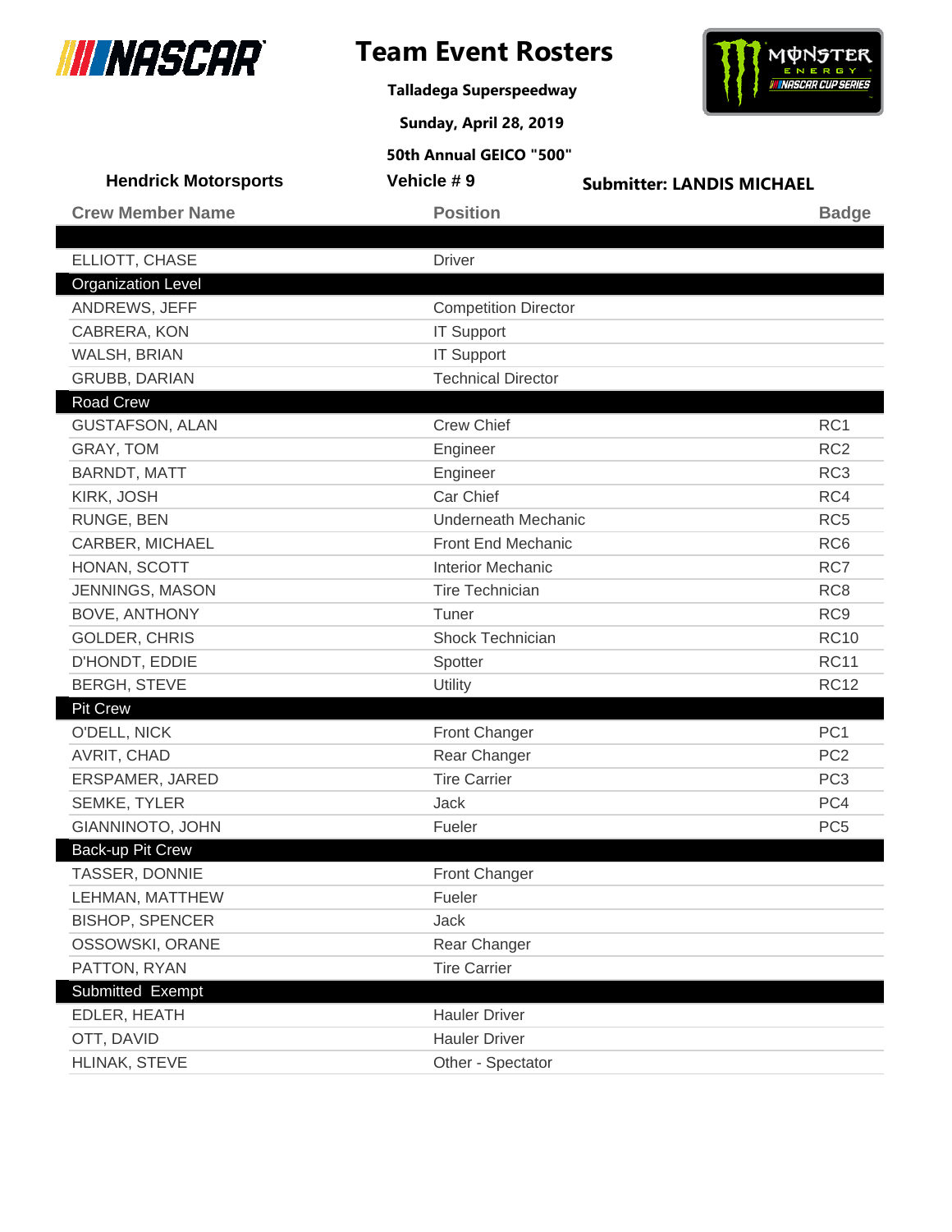# Team Event Rosters

**Talladega Superspeedway**

**Sunday, April 28, 2019**

**50th Annual GEICO "500"**

**Hendrick Motorsports** | **Vehicle # 9** | **Submitter: LANDIS MICHAEL**

| Crew Member Name | Position | Badge |
|---|---|---|
| ELLIOTT, CHASE | Driver | |
| **Organization Level** | | |
| ANDREWS, JEFF | Competition Director | |
| CABRERA, KON | IT Support | |
| WALSH, BRIAN | IT Support | |
| GRUBB, DARIAN | Technical Director | |
| **Road Crew** | | |
| GUSTAFSON, ALAN | Crew Chief | RC1 |
| GRAY, TOM | Engineer | RC2 |
| BARNDT, MATT | Engineer | RC3 |
| KIRK, JOSH | Car Chief | RC4 |
| RUNGE, BEN | Underneath Mechanic | RC5 |
| CARBER, MICHAEL | Front End Mechanic | RC6 |
| HONAN, SCOTT | Interior Mechanic | RC7 |
| JENNINGS, MASON | Tire Technician | RC8 |
| BOVE, ANTHONY | Tuner | RC9 |
| GOLDER, CHRIS | Shock Technician | RC10 |
| D'HONDT, EDDIE | Spotter | RC11 |
| BERGH, STEVE | Utility | RC12 |
| **Pit Crew** | | |
| O'DELL, NICK | Front Changer | PC1 |
| AVRIT, CHAD | Rear Changer | PC2 |
| ERSPAMER, JARED | Tire Carrier | PC3 |
| SEMKE, TYLER | Jack | PC4 |
| GIANNINOTO, JOHN | Fueler | PC5 |
| **Back-up Pit Crew** | | |
| TASSER, DONNIE | Front Changer | |
| LEHMAN, MATTHEW | Fueler | |
| BISHOP, SPENCER | Jack | |
| OSSOWSKI, ORANE | Rear Changer | |
| PATTON, RYAN | Tire Carrier | |
| **Submitted Exempt** | | |
| EDLER, HEATH | Hauler Driver | |
| OTT, DAVID | Hauler Driver | |
| HLINAK, STEVE | Other - Spectator | |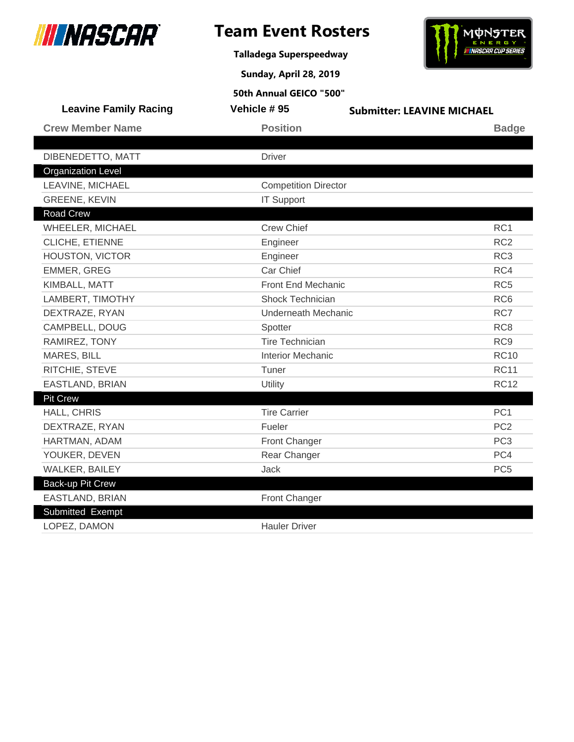# Team Event Rosters

**Talladega Superspeedway**

**Sunday, April 28, 2019**

**50th Annual GEICO "500"**

**Leavine Family Racing** | **Vehicle # 95** | **Submitter: LEAVINE MICHAEL**

| Crew Member Name | Position | Badge |
|---|---|---|
| | | |
| DIBENEDETTO, MATT | Driver | |
| **Organization Level** | | |
| LEAVINE, MICHAEL | Competition Director | |
| GREENE, KEVIN | IT Support | |
| **Road Crew** | | |
| WHEELER, MICHAEL | Crew Chief | RC1 |
| CLICHE, ETIENNE | Engineer | RC2 |
| HOUSTON, VICTOR | Engineer | RC3 |
| EMMER, GREG | Car Chief | RC4 |
| KIMBALL, MATT | Front End Mechanic | RC5 |
| LAMBERT, TIMOTHY | Shock Technician | RC6 |
| DEXTRAZE, RYAN | Underneath Mechanic | RC7 |
| CAMPBELL, DOUG | Spotter | RC8 |
| RAMIREZ, TONY | Tire Technician | RC9 |
| MARES, BILL | Interior Mechanic | RC10 |
| RITCHIE, STEVE | Tuner | RC11 |
| EASTLAND, BRIAN | Utility | RC12 |
| **Pit Crew** | | |
| HALL, CHRIS | Tire Carrier | PC1 |
| DEXTRAZE, RYAN | Fueler | PC2 |
| HARTMAN, ADAM | Front Changer | PC3 |
| YOUKER, DEVEN | Rear Changer | PC4 |
| WALKER, BAILEY | Jack | PC5 |
| **Back-up Pit Crew** | | |
| EASTLAND, BRIAN | Front Changer | |
| **Submitted Exempt** | | |
| LOPEZ, DAMON | Hauler Driver | |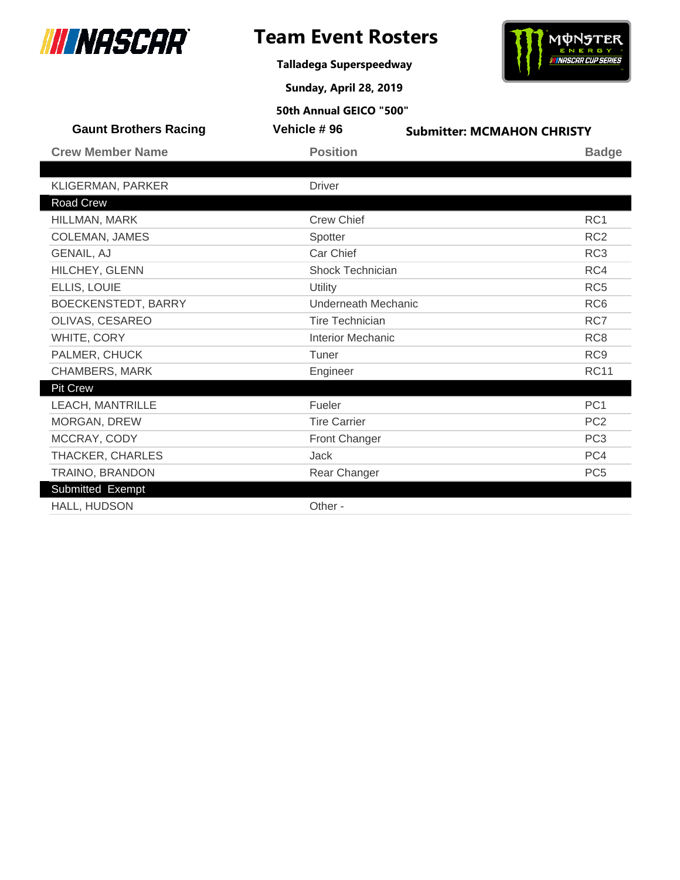# Team Event Rosters

**Talladega Superspeedway**

**Sunday, April 28, 2019**

**50th Annual GEICO "500"**

**Gaunt Brothers Racing** | **Vehicle # 96** | **Submitter: MCMAHON CHRISTY**

| Crew Member Name | Position | Badge |
|---|---|---|
| | | |
| KLIGERMAN, PARKER | Driver | |
| **Road Crew** | | |
| HILLMAN, MARK | Crew Chief | RC1 |
| COLEMAN, JAMES | Spotter | RC2 |
| GENAIL, AJ | Car Chief | RC3 |
| HILCHEY, GLENN | Shock Technician | RC4 |
| ELLIS, LOUIE | Utility | RC5 |
| BOECKENSTEDT, BARRY | Underneath Mechanic | RC6 |
| OLIVAS, CESAREO | Tire Technician | RC7 |
| WHITE, CORY | Interior Mechanic | RC8 |
| PALMER, CHUCK | Tuner | RC9 |
| CHAMBERS, MARK | Engineer | RC11 |
| **Pit Crew** | | |
| LEACH, MANTRILLE | Fueler | PC1 |
| MORGAN, DREW | Tire Carrier | PC2 |
| MCCRAY, CODY | Front Changer | PC3 |
| THACKER, CHARLES | Jack | PC4 |
| TRAINO, BRANDON | Rear Changer | PC5 |
| **Submitted Exempt** | | |
| HALL, HUDSON | Other - | |